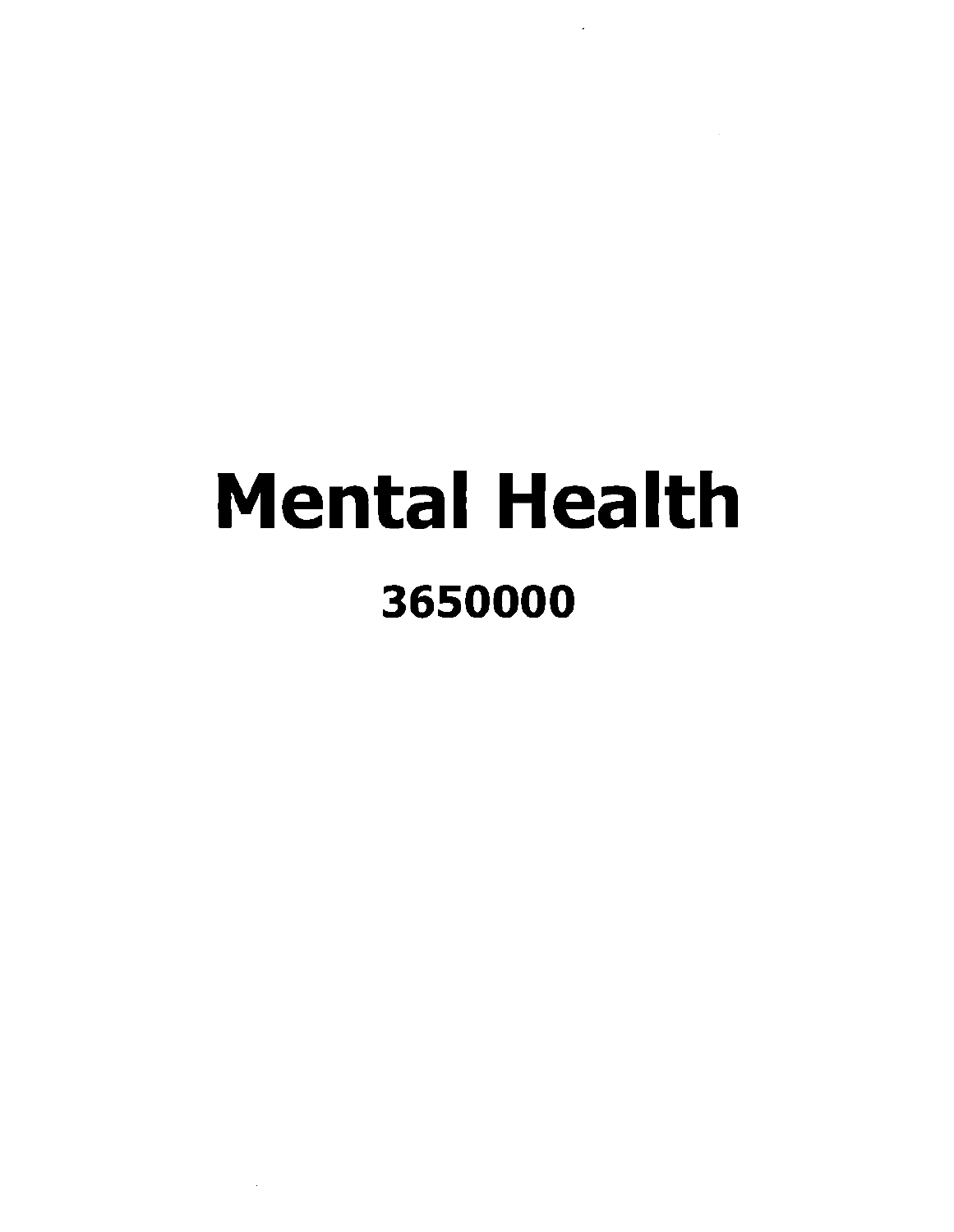# Mental Health

## 3650000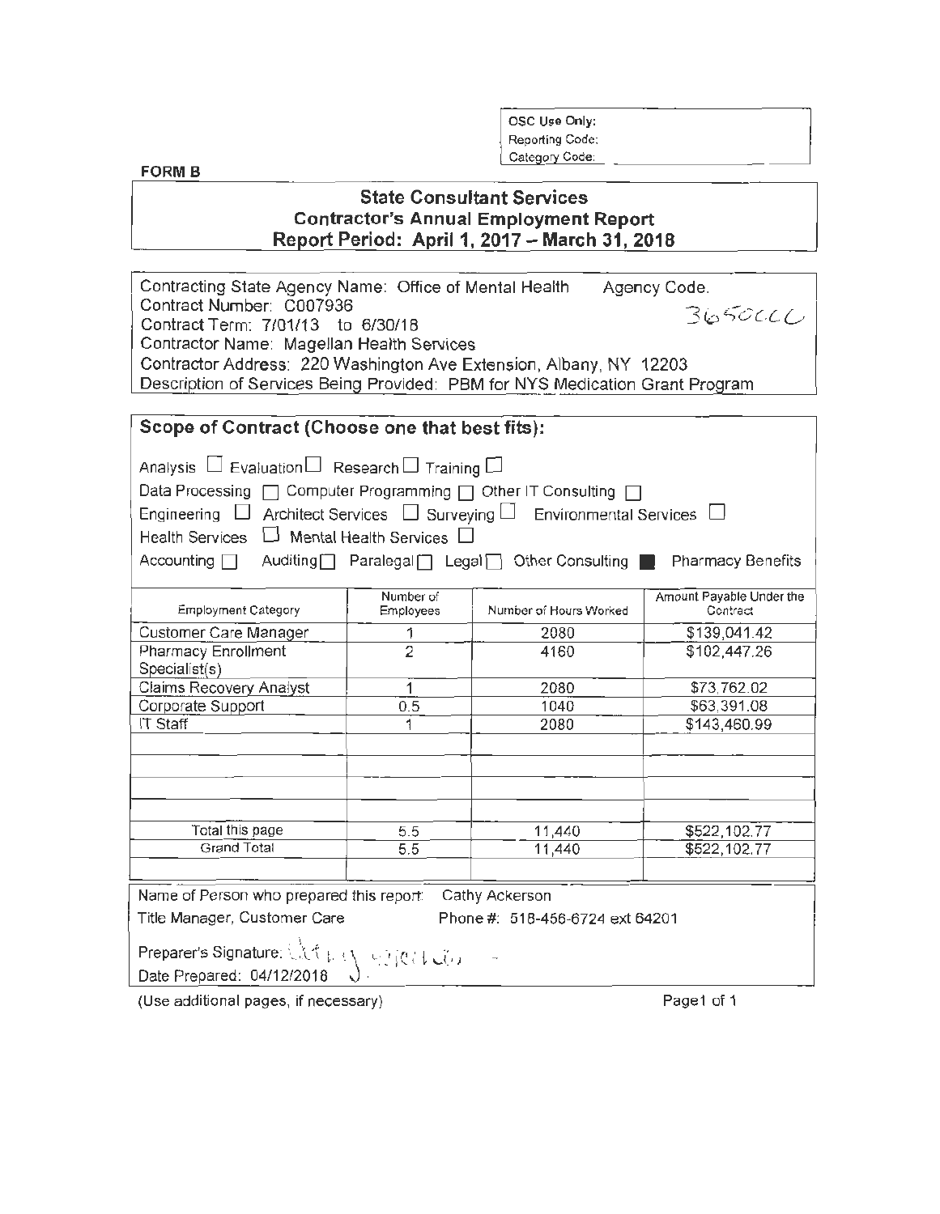OSC Use Only:
Reporting Code:
Category Code:

**FORM B**

## State Consultant Services
## Contractor's Annual Employment Report
## Report Period: April 1, 2017 – March 31, 2018

Contracting State Agency Name: Office of Mental Health  Agency Code. 3650CCC
Contract Number: C007936
Contract Term: 7/01/13 to 6/30/18
Contractor Name: Magellan Health Services
Contractor Address: 220 Washington Ave Extension, Albany, NY 12203
Description of Services Being Provided: PBM for NYS Medication Grant Program

### Scope of Contract (Choose one that best fits):

Analysis ☐ Evaluation ☐ Research ☐ Training ☐
Data Processing ☐ Computer Programming ☐ Other IT Consulting ☐
Engineering ☐ Architect Services ☐ Surveying ☐ Environmental Services ☐
Health Services ☐ Mental Health Services ☐
Accounting ☐ Auditing ☐ Paralegal ☐ Legal ☐ Other Consulting ■ Pharmacy Benefits

| Employment Category | Number of Employees | Number of Hours Worked | Amount Payable Under the Contract |
|---|---|---|---|
| Customer Care Manager | 1 | 2080 | $139,041.42 |
| Pharmacy Enrollment Specialist(s) | 2 | 4160 | $102,447.26 |
| Claims Recovery Analyst | 1 | 2080 | $73,762.02 |
| Corporate Support | 0.5 | 1040 | $63,391.08 |
| IT Staff | 1 | 2080 | $143,460.99 |
| | | | |
| | | | |
| | | | |
| | | | |
| Total this page | 5.5 | 11,440 | $522,102.77 |
| Grand Total | 5.5 | 11,440 | $522,102.77 |

Name of Person who prepared this report: Cathy Ackerson
Title Manager, Customer Care  Phone #: 518-456-6724 ext 64201
Preparer's Signature: Cathy Ackerson
Date Prepared: 04/12/2018

(Use additional pages, if necessary)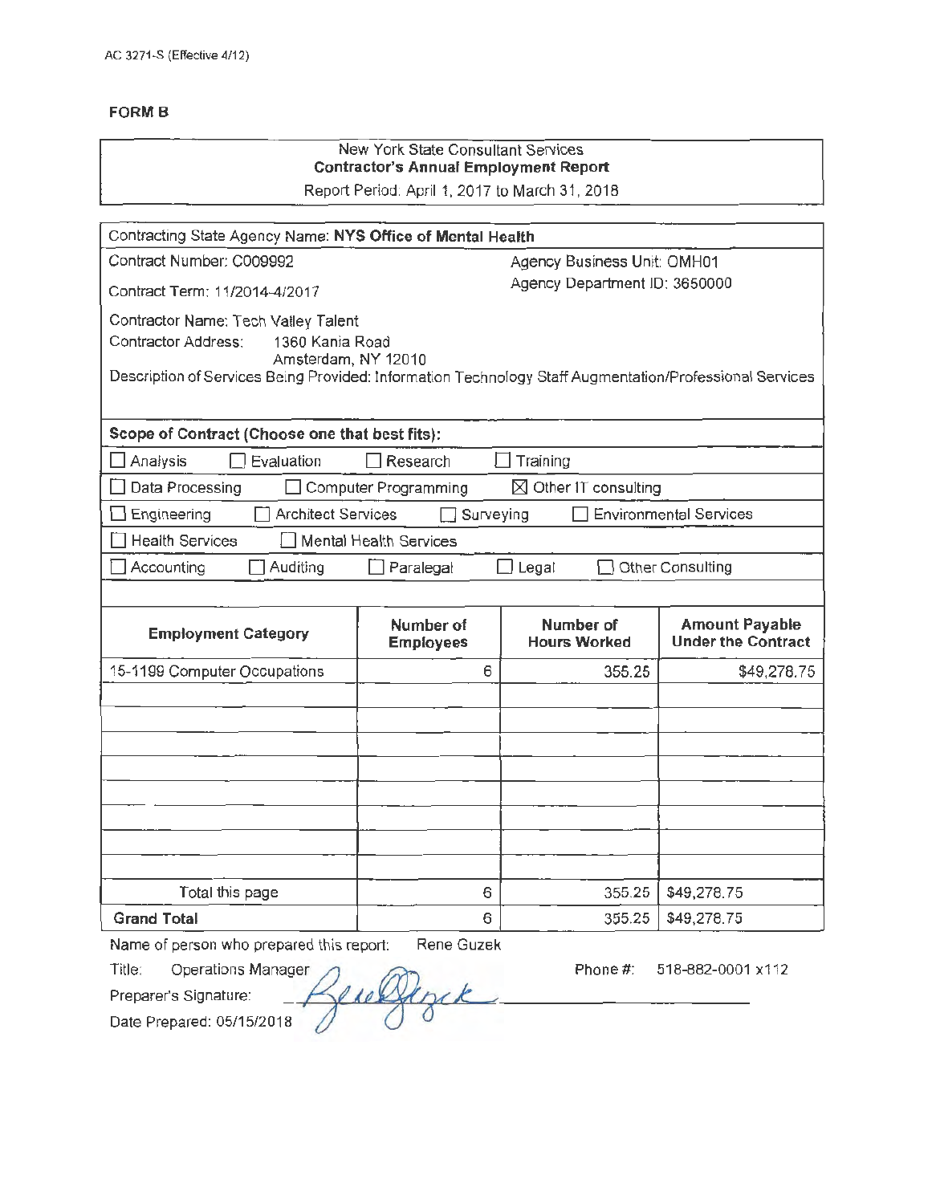AC 3271-S (Effective 4/12)

**FORM B**

New York State Consultant Services
**Contractor's Annual Employment Report**
Report Period: April 1, 2017 to March 31, 2018

Contracting State Agency Name: **NYS Office of Mental Health**

Contract Number: C009992
Agency Business Unit: OMH01

Contract Term: 11/2014-4/2017
Agency Department ID: 3650000

Contractor Name: Tech Valley Talent
Contractor Address: 1360 Kania Road
Amsterdam, NY 12010

Description of Services Being Provided: Information Technology Staff Augmentation/Professional Services

**Scope of Contract (Choose one that best fits):**

☐ Analysis ☐ Evaluation ☐ Research ☐ Training

☐ Data Processing ☐ Computer Programming ☒ Other IT consulting

☐ Engineering ☐ Architect Services ☐ Surveying ☐ Environmental Services

☐ Health Services ☐ Mental Health Services

☐ Accounting ☐ Auditing ☐ Paralegal ☐ Legal ☐ Other Consulting

| Employment Category | Number of Employees | Number of Hours Worked | Amount Payable Under the Contract |
|---|---|---|---|
| 15-1199 Computer Occupations | 6 | 355.25 | $49,278.75 |
| | | | |
| | | | |
| | | | |
| | | | |
| | | | |
| | | | |
| | | | |
| | | | |
| Total this page | 6 | 355.25 | $49,278.75 |
| **Grand Total** | 6 | 355.25 | $49,278.75 |

Name of person who prepared this report: Rene Guzek

Title: Operations Manager
Phone #: 518-882-0001 x112

Preparer's Signature: [signature]

Date Prepared: 05/15/2018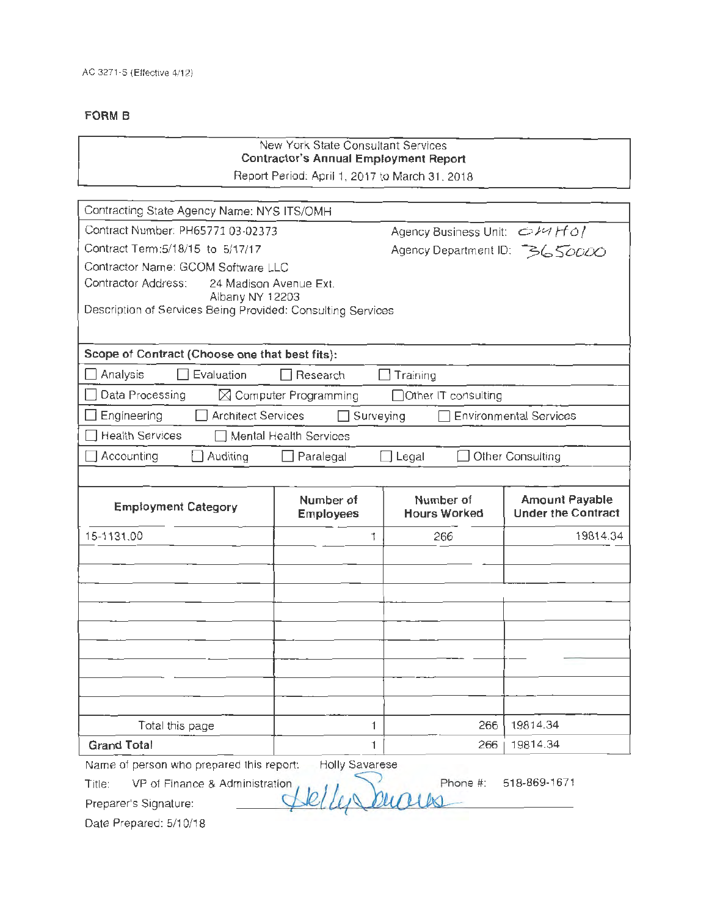AC 3271-S (Effective 4/12)

**FORM B**

New York State Consultant Services
**Contractor's Annual Employment Report**
Report Period: April 1, 2017 to March 31, 2018

Contracting State Agency Name: NYS ITS/OMH

Contract Number: PH65771 03-02373 Agency Business Unit: OMH01

Contract Term: 5/18/15 to 5/17/17 Agency Department ID: 3650000

Contractor Name: GCOM Software LLC

Contractor Address: 24 Madison Avenue Ext.
Albany NY 12203

Description of Services Being Provided: Consulting Services

**Scope of Contract (Choose one that best fits):**

- ☐ Analysis ☐ Evaluation ☐ Research ☐ Training
- ☐ Data Processing ☒ Computer Programming ☐ Other IT consulting
- ☐ Engineering ☐ Architect Services ☐ Surveying ☐ Environmental Services
- ☐ Health Services ☐ Mental Health Services
- ☐ Accounting ☐ Auditing ☐ Paralegal ☐ Legal ☐ Other Consulting

| Employment Category | Number of Employees | Number of Hours Worked | Amount Payable Under the Contract |
|---|---|---|---|
| 15-1131.00 | 1 | 266 | 19814.34 |
| | | | |
| | | | |
| | | | |
| | | | |
| | | | |
| | | | |
| | | | |
| | | | |
| | | | |
| Total this page | 1 | 266 | 19814.34 |
| **Grand Total** | 1 | 266 | 19814.34 |

Name of person who prepared this report: Holly Savarese

Title: VP of Finance & Administration Phone #: 518-869-1671

Preparer's Signature: Holly Savarese

Date Prepared: 5/10/18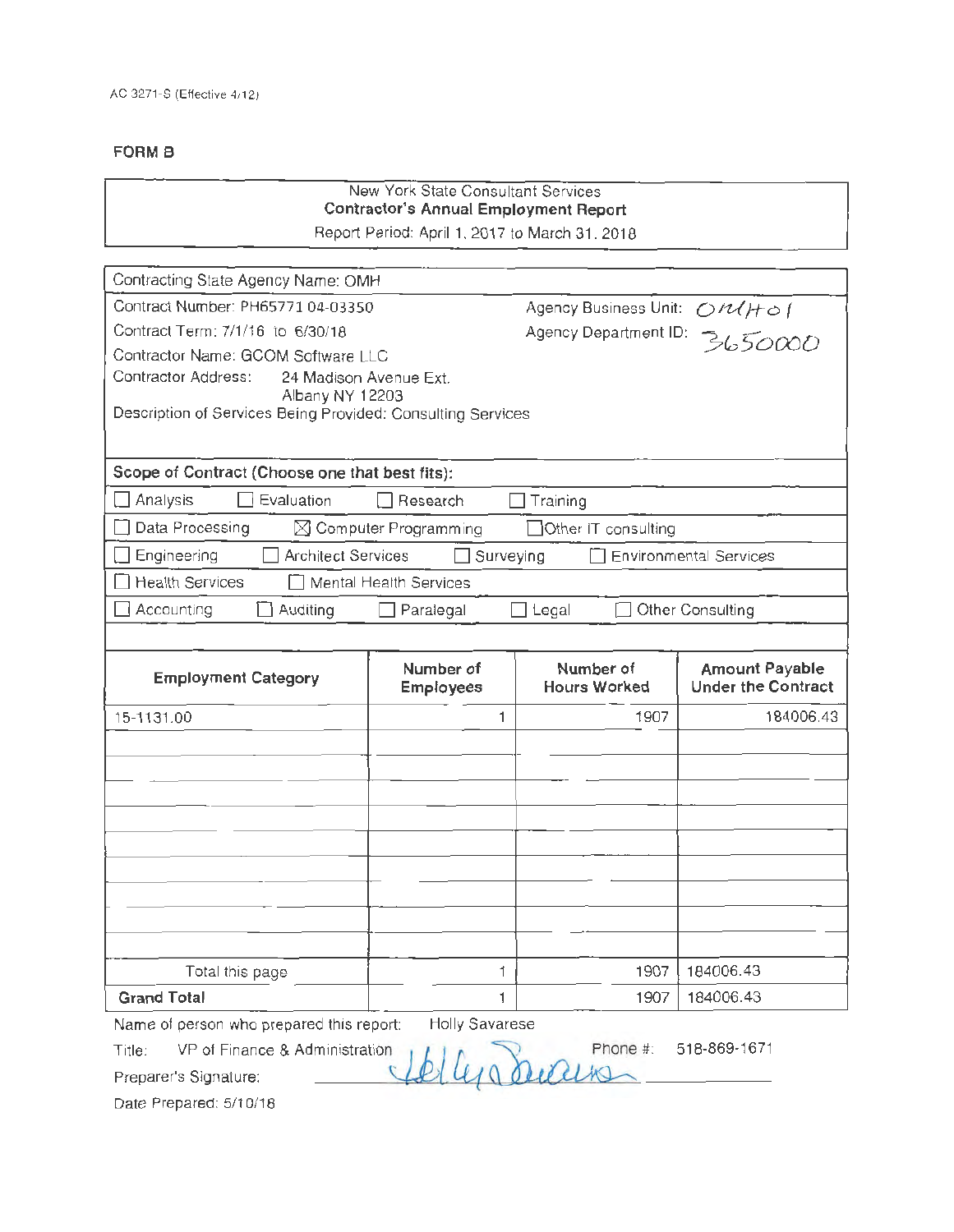AC 3271-S (Effective 4/12)

**FORM B**

New York State Consultant Services
**Contractor's Annual Employment Report**
Report Period: April 1, 2017 to March 31, 2018

Contracting State Agency Name: OMH

Contract Number: PH65771 04-03350 Agency Business Unit: OMH01

Contract Term: 7/1/16 to 6/30/18 Agency Department ID: 3650000

Contractor Name: GCOM Software LLC

Contractor Address: 24 Madison Avenue Ext.
Albany NY 12203

Description of Services Being Provided: Consulting Services

**Scope of Contract (Choose one that best fits):**

☐ Analysis ☐ Evaluation ☐ Research ☐ Training

☐ Data Processing ☒ Computer Programming ☐ Other IT consulting

☐ Engineering ☐ Architect Services ☐ Surveying ☐ Environmental Services

☐ Health Services ☐ Mental Health Services

☐ Accounting ☐ Auditing ☐ Paralegal ☐ Legal ☐ Other Consulting

| Employment Category | Number of Employees | Number of Hours Worked | Amount Payable Under the Contract |
|---|---|---|---|
| 15-1131.00 | 1 | 1907 | 184006.43 |
| | | | |
| | | | |
| | | | |
| | | | |
| | | | |
| | | | |
| | | | |
| | | | |
| | | | |
| Total this page | 1 | 1907 | 184006.43 |
| **Grand Total** | 1 | 1907 | 184006.43 |

Name of person who prepared this report: Holly Savarese

Title: VP of Finance & Administration Phone #: 518-869-1671

Preparer's Signature: Holly Savarese

Date Prepared: 5/10/18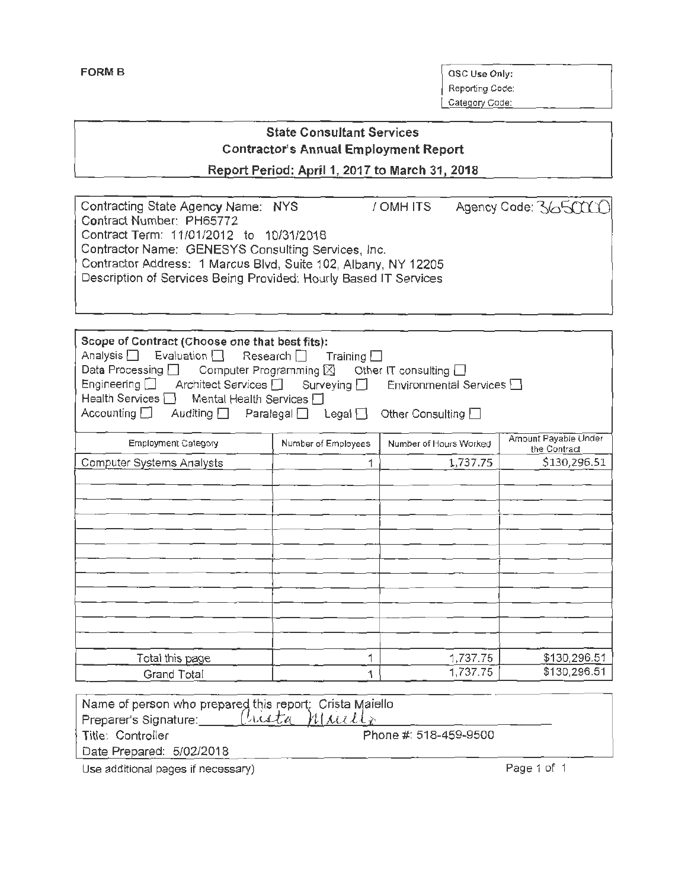**FORM B**

OSC Use Only:
Reporting Code:
Category Code:

## State Consultant Services
## Contractor's Annual Employment Report
### Report Period: April 1, 2017 to March 31, 2018

Contracting State Agency Name: NYS / OMH ITS Agency Code: 365000
Contract Number: PH65772
Contract Term: 11/01/2012 to 10/31/2018
Contractor Name: GENESYS Consulting Services, Inc.
Contractor Address: 1 Marcus Blvd, Suite 102, Albany, NY 12205
Description of Services Being Provided: Hourly Based IT Services

**Scope of Contract (Choose one that best fits):**
Analysis ☐ Evaluation ☐ Research ☐ Training ☐
Data Processing ☐ Computer Programming ☒ Other IT consulting ☐
Engineering ☐ Architect Services ☐ Surveying ☐ Environmental Services ☐
Health Services ☐ Mental Health Services ☐
Accounting ☐ Auditing ☐ Paralegal ☐ Legal ☐ Other Consulting ☐

| Employment Category | Number of Employees | Number of Hours Worked | Amount Payable Under the Contract |
|---|---|---|---|
| Computer Systems Analysts | 1 | 1,737.75 | $130,296.51 |
| | | | |
| | | | |
| | | | |
| | | | |
| | | | |
| | | | |
| | | | |
| | | | |
| | | | |
| | | | |
| | | | |
| | | | |
| Total this page | 1 | 1,737.75 | $130,296.51 |
| Grand Total | 1 | 1,737.75 | $130,296.51 |

Name of person who prepared this report: Crista Maiello
Preparer's Signature: Crista Maiello
Title: Controller Phone #: 518-459-9500
Date Prepared: 5/02/2018

Use additional pages if necessary)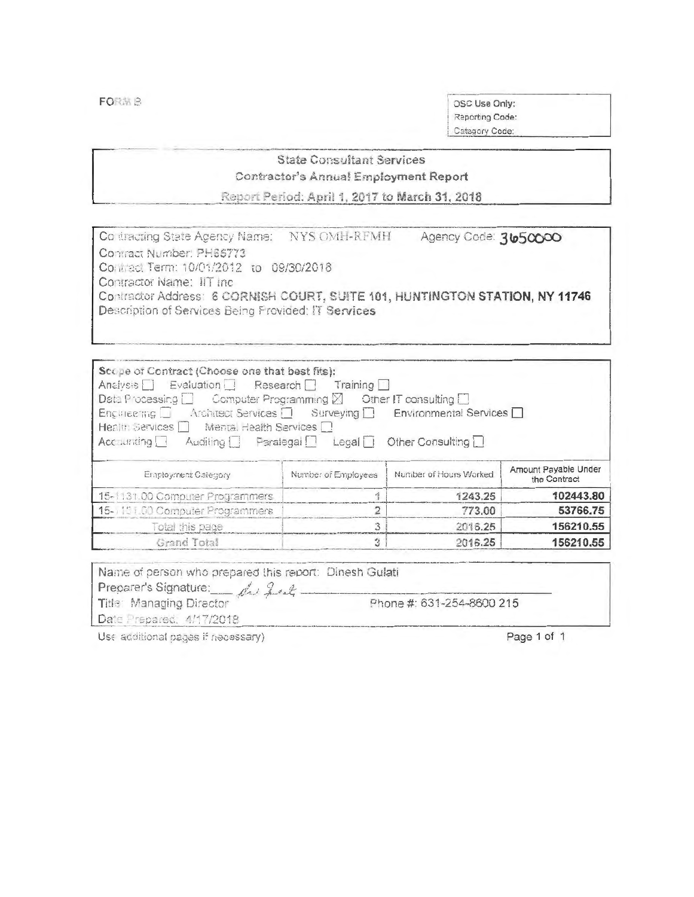FORM B

OSC Use Only:
Reporting Code:
Category Code:

## State Consultant Services
### Contractor's Annual Employment Report
### Report Period: April 1, 2017 to March 31, 2018

Contracting State Agency Name: NYS OMH-RFMH Agency Code: 3650000
Contract Number: PH65773
Contract Term: 10/01/2012 to 09/30/2018
Contractor Name: IIT inc
Contractor Address: 6 CORNISH COURT, SUITE 101, HUNTINGTON STATION, NY 11746
Description of Services Being Provided: IT Services

**Scope of Contract (Choose one that best fits):**
Analysis ☐ Evaluation ☐ Research ☐ Training ☐
Data Processing ☐ Computer Programming ☒ Other IT consulting ☐
Engineering ☐ Architect Services ☐ Surveying ☐ Environmental Services ☐
Health Services ☐ Mental Health Services ☐
Accounting ☐ Auditing ☐ Paralegal ☐ Legal ☐ Other Consulting ☐

| Employment Category | Number of Employees | Number of Hours Worked | Amount Payable Under the Contract |
|---|---|---|---|
| 15-1131.00 Computer Programmers | 1 | 1243.25 | **102443.80** |
| 15-1131.00 Computer Programmers | 2 | 773.00 | **53766.75** |
| Total this page | 3 | 2016.25 | **156210.55** |
| Grand Total | 3 | 2016.25 | **156210.55** |

Name of person who prepared this report: Dinesh Gulati
Preparer's Signature: *[signature]*
Title: Managing Director Phone #: 631-254-8600 215
Date Prepared: 4/17/2018

Use additional pages if necessary)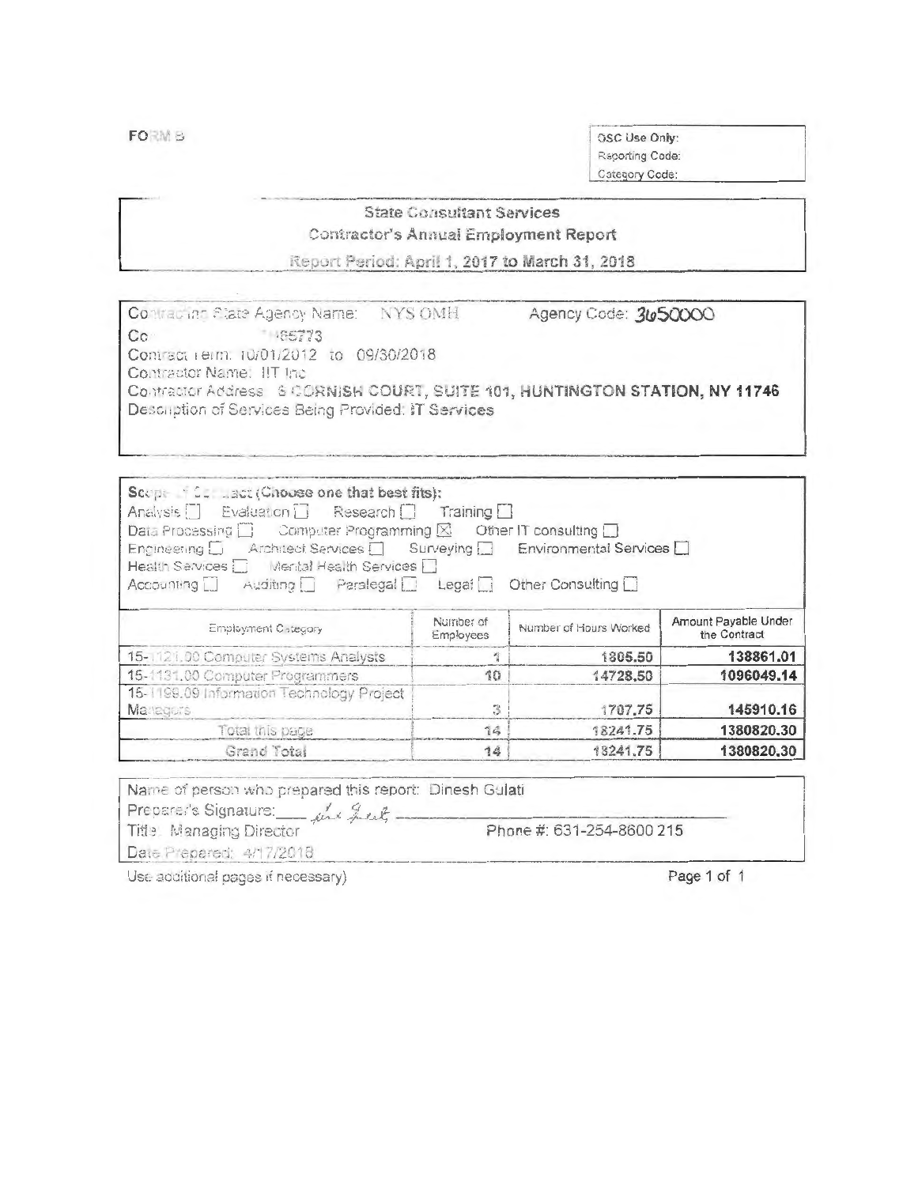FORM B

| OSC Use Only: |
|---|
| Reporting Code: |
| Category Code: |

## State Consultant Services
### Contractor's Annual Employment Report
### Report Period: April 1, 2017 to March 31, 2018

Contracting State Agency Name: NYS OMH    Agency Code: 3650000

Co         ...85773

Contract Term: 10/01/2012 to 09/30/2018

Contractor Name: IIT Inc

Contractor Address: 6 CORNISH COURT, SUITE 101, HUNTINGTON STATION, NY 11746

Description of Services Being Provided: IT Services

**Scope of Contract (Choose one that best fits):**

Analysis ☐ Evaluation ☐ Research ☐ Training ☐
Data Processing ☐ Computer Programming ☒ Other IT consulting ☐
Engineering ☐ Architect Services ☐ Surveying ☐ Environmental Services ☐
Health Services ☐ Mental Health Services ☐
Accounting ☐ Auditing ☐ Paralegal ☐ Legal ☐ Other Consulting ☐

| Employment Category | Number of Employees | Number of Hours Worked | Amount Payable Under the Contract |
|---|---|---|---|
| 15-1121.00 Computer Systems Analysts | 1 | 1805.50 | 138861.01 |
| 15-1131.00 Computer Programmers | 10 | 14728.50 | 1096049.14 |
| 15-1199.09 Information Technology Project Managers | 3 | 1707.75 | 145910.16 |
| Total this page | 14 | 18241.75 | 1380820.30 |
| Grand Total | 14 | 18241.75 | 1380820.30 |

Name of person who prepared this report: Dinesh Gulati

Preparer's Signature: ________________

Title: Managing Director    Phone #: 631-254-8600 215

Date Prepared: 4/17/2018

Use additional pages if necessary)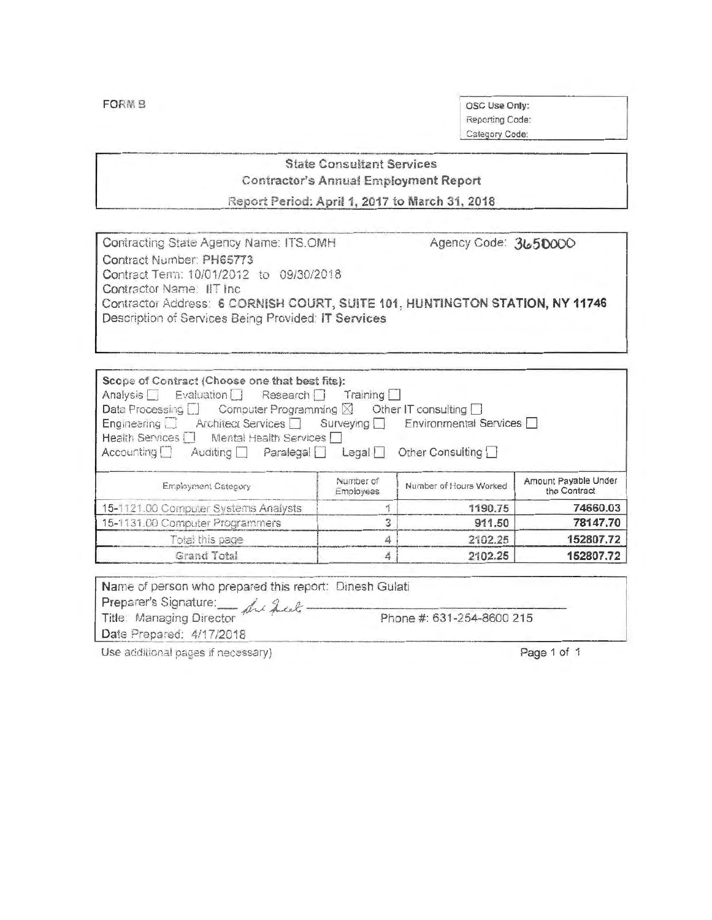FORM B

OSC Use Only:
Reporting Code:
Category Code:

## State Consultant Services
## Contractor's Annual Employment Report
### Report Period: April 1, 2017 to March 31, 2018

Contracting State Agency Name: ITS.OMH Agency Code: 3650000
Contract Number: PH65773
Contract Term: 10/01/2012 to 09/30/2018
Contractor Name: IIT Inc
Contractor Address: **6 CORNISH COURT, SUITE 101, HUNTINGTON STATION, NY 11746**
Description of Services Being Provided: **IT Services**

**Scope of Contract (Choose one that best fits):**
Analysis ☐ Evaluation ☐ Research ☐ Training ☐
Data Processing ☐ Computer Programming ☒ Other IT consulting ☐
Engineering ☐ Architect Services ☐ Surveying ☐ Environmental Services ☐
Health Services ☐ Mental Health Services ☐
Accounting ☐ Auditing ☐ Paralegal ☐ Legal ☐ Other Consulting ☐

| Employment Category | Number of Employees | Number of Hours Worked | Amount Payable Under the Contract |
|---|---|---|---|
| 15-1121.00 Computer Systems Analysts | 1 | **1190.75** | **74660.03** |
| 15-1131.00 Computer Programmers | 3 | **911.50** | **78147.70** |
| Total this page | 4 | **2102.25** | **152807.72** |
| **Grand Total** | 4 | **2102.25** | **152807.72** |

Name of person who prepared this report: Dinesh Gulati
Preparer's Signature: ___________
Title: Managing Director Phone #: 631-254-8600 215
Date Prepared: 4/17/2018

Use additional pages if necessary)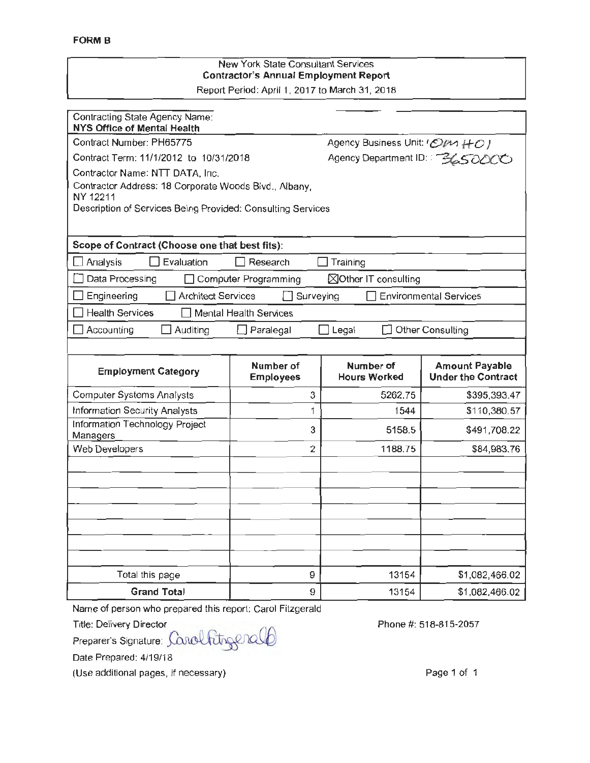**FORM B**

New York State Consultant Services
**Contractor's Annual Employment Report**
Report Period: April 1, 2017 to March 31, 2018

Contracting State Agency Name:
**NYS Office of Mental Health**

Contract Number: PH65775 — Agency Business Unit: OMH01

Contract Term: 11/1/2012 to 10/31/2018 — Agency Department ID: 3650000

Contractor Name: NTT DATA, Inc.

Contractor Address: 18 Corporate Woods Blvd., Albany, NY 12211

Description of Services Being Provided: Consulting Services

**Scope of Contract (Choose one that best fits):**

☐ Analysis ☐ Evaluation ☐ Research ☐ Training

☐ Data Processing ☐ Computer Programming ☒ Other IT consulting

☐ Engineering ☐ Architect Services ☐ Surveying ☐ Environmental Services

☐ Health Services ☐ Mental Health Services

☐ Accounting ☐ Auditing ☐ Paralegal ☐ Legal ☐ Other Consulting

| Employment Category | Number of Employees | Number of Hours Worked | Amount Payable Under the Contract |
|---|---|---|---|
| Computer Systems Analysts | 3 | 5262.75 | $395,393.47 |
| Information Security Analysts | 1 | 1544 | $110,380.57 |
| Information Technology Project Managers | 3 | 5158.5 | $491,708.22 |
| Web Developers | 2 | 1188.75 | $84,983.76 |
| | | | |
| | | | |
| | | | |
| | | | |
| | | | |
| | | | |
| | | | |
| Total this page | 9 | 13154 | $1,082,466.02 |
| **Grand Total** | 9 | 13154 | $1,082,466.02 |

Name of person who prepared this report: Carol Fitzgerald

Title: Delivery Director — Phone #: 518-815-2057

Preparer's Signature: Carol Fitzgerald

Date Prepared: 4/19/18

(Use additional pages, if necessary)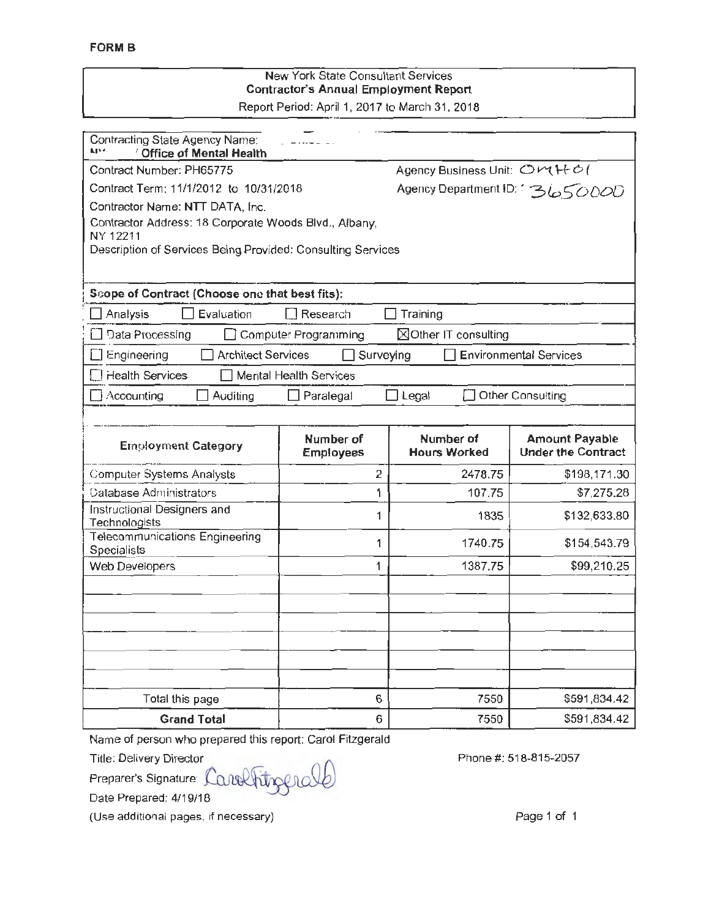**FORM B**

New York State Consultant Services
**Contractor's Annual Employment Report**
Report Period: April 1, 2017 to March 31, 2018

Contracting State Agency Name:
NY **Office of Mental Health**

Contract Number: PH65775 Agency Business Unit: OMH01

Contract Term: 11/1/2012 to 10/31/2018 Agency Department ID: 3650000

Contractor Name: NTT DATA, Inc.

Contractor Address: 18 Corporate Woods Blvd., Albany, NY 12211

Description of Services Being Provided: Consulting Services

**Scope of Contract (Choose one that best fits):**

☐ Analysis ☐ Evaluation ☐ Research ☐ Training

☐ Data Processing ☐ Computer Programming ☒ Other IT consulting

☐ Engineering ☐ Architect Services ☐ Surveying ☐ Environmental Services

☐ Health Services ☐ Mental Health Services

☐ Accounting ☐ Auditing ☐ Paralegal ☐ Legal ☐ Other Consulting

| Employment Category | Number of Employees | Number of Hours Worked | Amount Payable Under the Contract |
|---|---|---|---|
| Computer Systems Analysts | 2 | 2478.75 | $198,171.30 |
| Database Administrators | 1 | 107.75 | $7,275.28 |
| Instructional Designers and Technologists | 1 | 1835 | $132,633.80 |
| Telecommunications Engineering Specialists | 1 | 1740.75 | $154,543.79 |
| Web Developers | 1 | 1387.75 | $99,210.25 |
| | | | |
| | | | |
| | | | |
| | | | |
| | | | |
| | | | |
| Total this page | 6 | 7550 | $591,834.42 |
| **Grand Total** | 6 | 7550 | $591,834.42 |

Name of person who prepared this report: Carol Fitzgerald

Title: Delivery Director Phone #: 518-815-2057

Preparer's Signature: Carol Fitzgerald

Date Prepared: 4/19/18

(Use additional pages, if necessary)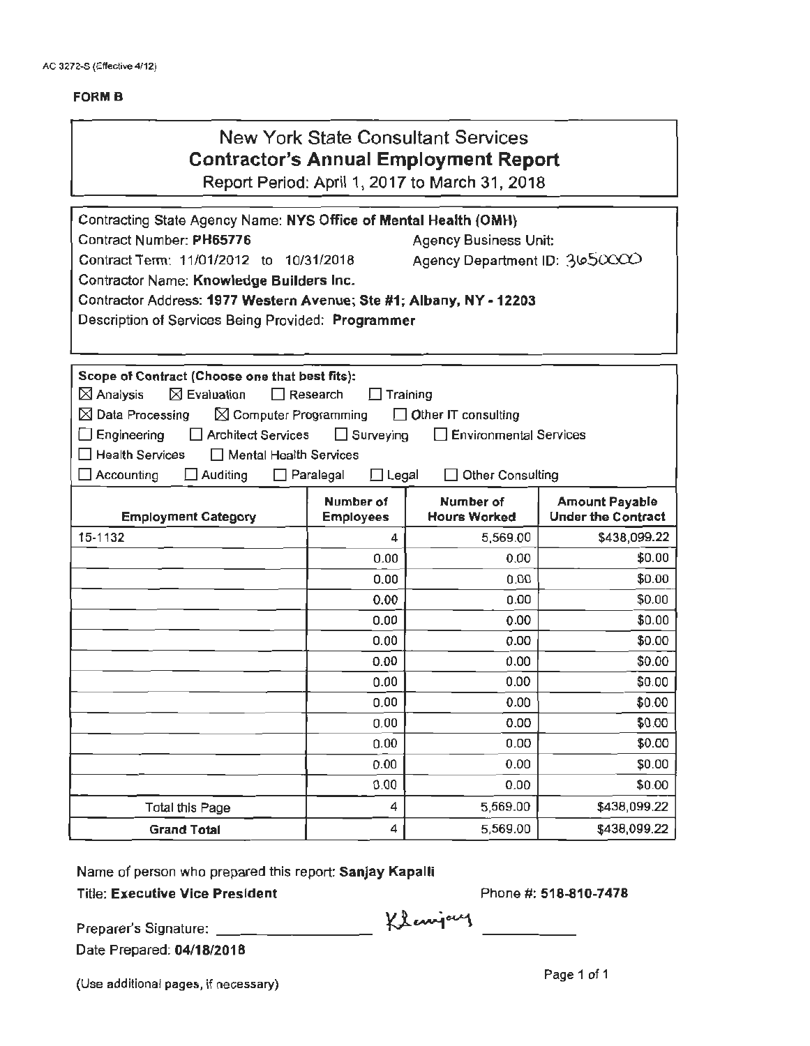AC 3272-S (Effective 4/12)

**FORM B**

# New York State Consultant Services
## Contractor's Annual Employment Report
Report Period: April 1, 2017 to March 31, 2018

Contracting State Agency Name: **NYS Office of Mental Health (OMH)**
Contract Number: **PH65776** Agency Business Unit:
Contract Term: 11/01/2012 to 10/31/2018 Agency Department ID: 3650000
Contractor Name: **Knowledge Builders Inc.**
Contractor Address: **1977 Western Avenue; Ste #1; Albany, NY - 12203**
Description of Services Being Provided: **Programmer**

**Scope of Contract (Choose one that best fits):**
☒ Analysis ☒ Evaluation ☐ Research ☐ Training
☒ Data Processing ☒ Computer Programming ☐ Other IT consulting
☐ Engineering ☐ Architect Services ☐ Surveying ☐ Environmental Services
☐ Health Services ☐ Mental Health Services
☐ Accounting ☐ Auditing ☐ Paralegal ☐ Legal ☐ Other Consulting

| Employment Category | Number of Employees | Number of Hours Worked | Amount Payable Under the Contract |
|---|---|---|---|
| 15-1132 | 4 | 5,569.00 | $438,099.22 |
| | 0.00 | 0.00 | $0.00 |
| | 0.00 | 0.00 | $0.00 |
| | 0.00 | 0.00 | $0.00 |
| | 0.00 | 0.00 | $0.00 |
| | 0.00 | 0.00 | $0.00 |
| | 0.00 | 0.00 | $0.00 |
| | 0.00 | 0.00 | $0.00 |
| | 0.00 | 0.00 | $0.00 |
| | 0.00 | 0.00 | $0.00 |
| | 0.00 | 0.00 | $0.00 |
| | 0.00 | 0.00 | $0.00 |
| | 0.00 | 0.00 | $0.00 |
| Total this Page | 4 | 5,569.00 | $438,099.22 |
| **Grand Total** | 4 | 5,569.00 | $438,099.22 |

Name of person who prepared this report: **Sanjay Kapalli**
Title: **Executive Vice President** Phone #: **518-810-7478**
Preparer's Signature: Ksanjay
Date Prepared: **04/18/2018**

(Use additional pages, if necessary)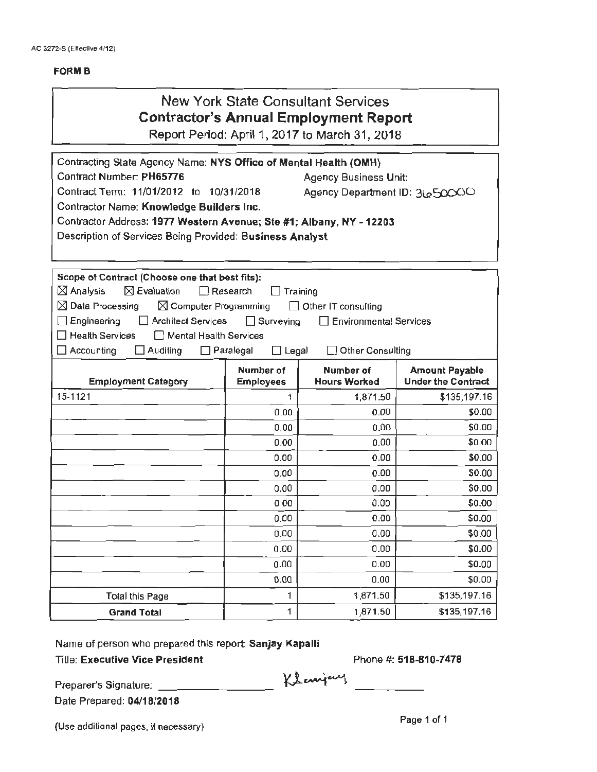AC 3272-S (Effective 4/12)

**FORM B**

## New York State Consultant Services
## Contractor's Annual Employment Report

Report Period: April 1, 2017 to March 31, 2018

Contracting State Agency Name: **NYS Office of Mental Health (OMH)**

Contract Number: **PH65776** Agency Business Unit:

Contract Term: 11/01/2012 to 10/31/2018 Agency Department ID: 3650000

Contractor Name: **Knowledge Builders Inc.**

Contractor Address: **1977 Western Avenue; Ste #1; Albany, NY - 12203**

Description of Services Being Provided: **Business Analyst**

**Scope of Contract (Choose one that best fits):**

☒ Analysis ☒ Evaluation ☐ Research ☐ Training
☒ Data Processing ☒ Computer Programming ☐ Other IT consulting
☐ Engineering ☐ Architect Services ☐ Surveying ☐ Environmental Services
☐ Health Services ☐ Mental Health Services
☐ Accounting ☐ Auditing ☐ Paralegal ☐ Legal ☐ Other Consulting

| Employment Category | Number of Employees | Number of Hours Worked | Amount Payable Under the Contract |
|---|---|---|---|
| 15-1121 | 1 | 1,871.50 | $135,197.16 |
| | 0.00 | 0.00 | $0.00 |
| | 0.00 | 0.00 | $0.00 |
| | 0.00 | 0.00 | $0.00 |
| | 0.00 | 0.00 | $0.00 |
| | 0.00 | 0.00 | $0.00 |
| | 0.00 | 0.00 | $0.00 |
| | 0.00 | 0.00 | $0.00 |
| | 0.00 | 0.00 | $0.00 |
| | 0.00 | 0.00 | $0.00 |
| | 0.00 | 0.00 | $0.00 |
| | 0.00 | 0.00 | $0.00 |
| | 0.00 | 0.00 | $0.00 |
| Total this Page | 1 | 1,871.50 | $135,197.16 |
| **Grand Total** | 1 | 1,871.50 | $135,197.16 |

Name of person who prepared this report: **Sanjay Kapalli**

Title: **Executive Vice President** Phone #: **518-810-7478**

Preparer's Signature: Ksanjay

Date Prepared: **04/18/2018**

(Use additional pages, if necessary)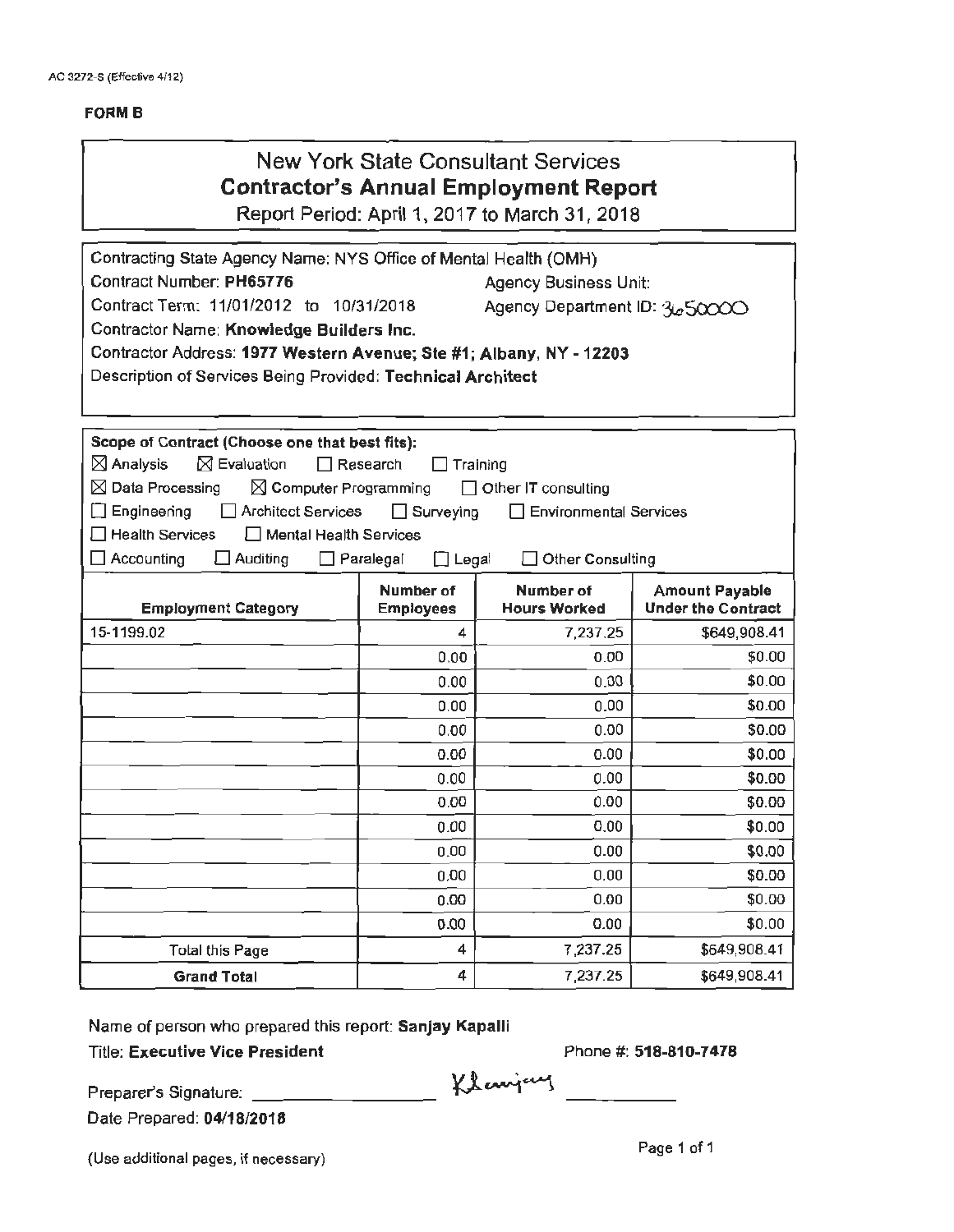AC 3272-S (Effective 4/12)

**FORM B**

# New York State Consultant Services
## Contractor's Annual Employment Report
Report Period: April 1, 2017 to March 31, 2018

Contracting State Agency Name: NYS Office of Mental Health (OMH)
Contract Number: **PH65776** Agency Business Unit:
Contract Term: 11/01/2012 to 10/31/2018 Agency Department ID: 3650000
Contractor Name: **Knowledge Builders Inc.**
Contractor Address: **1977 Western Avenue; Ste #1; Albany, NY - 12203**
Description of Services Being Provided: **Technical Architect**

**Scope of Contract (Choose one that best fits):**

☒ Analysis ☒ Evaluation ☐ Research ☐ Training
☒ Data Processing ☒ Computer Programming ☐ Other IT consulting
☐ Engineering ☐ Architect Services ☐ Surveying ☐ Environmental Services
☐ Health Services ☐ Mental Health Services
☐ Accounting ☐ Auditing ☐ Paralegal ☐ Legal ☐ Other Consulting

| Employment Category | Number of Employees | Number of Hours Worked | Amount Payable Under the Contract |
|---|---|---|---|
| 15-1199.02 | 4 | 7,237.25 | $649,908.41 |
| | 0.00 | 0.00 | $0.00 |
| | 0.00 | 0.00 | $0.00 |
| | 0.00 | 0.00 | $0.00 |
| | 0.00 | 0.00 | $0.00 |
| | 0.00 | 0.00 | $0.00 |
| | 0.00 | 0.00 | $0.00 |
| | 0.00 | 0.00 | $0.00 |
| | 0.00 | 0.00 | $0.00 |
| | 0.00 | 0.00 | $0.00 |
| | 0.00 | 0.00 | $0.00 |
| | 0.00 | 0.00 | $0.00 |
| | 0.00 | 0.00 | $0.00 |
| Total this Page | 4 | 7,237.25 | $649,908.41 |
| **Grand Total** | 4 | 7,237.25 | $649,908.41 |

Name of person who prepared this report: **Sanjay Kapalli**
Title: **Executive Vice President** Phone #: **518-810-7478**
Preparer's Signature: Ksanjay
Date Prepared: **04/18/2018**

(Use additional pages, if necessary)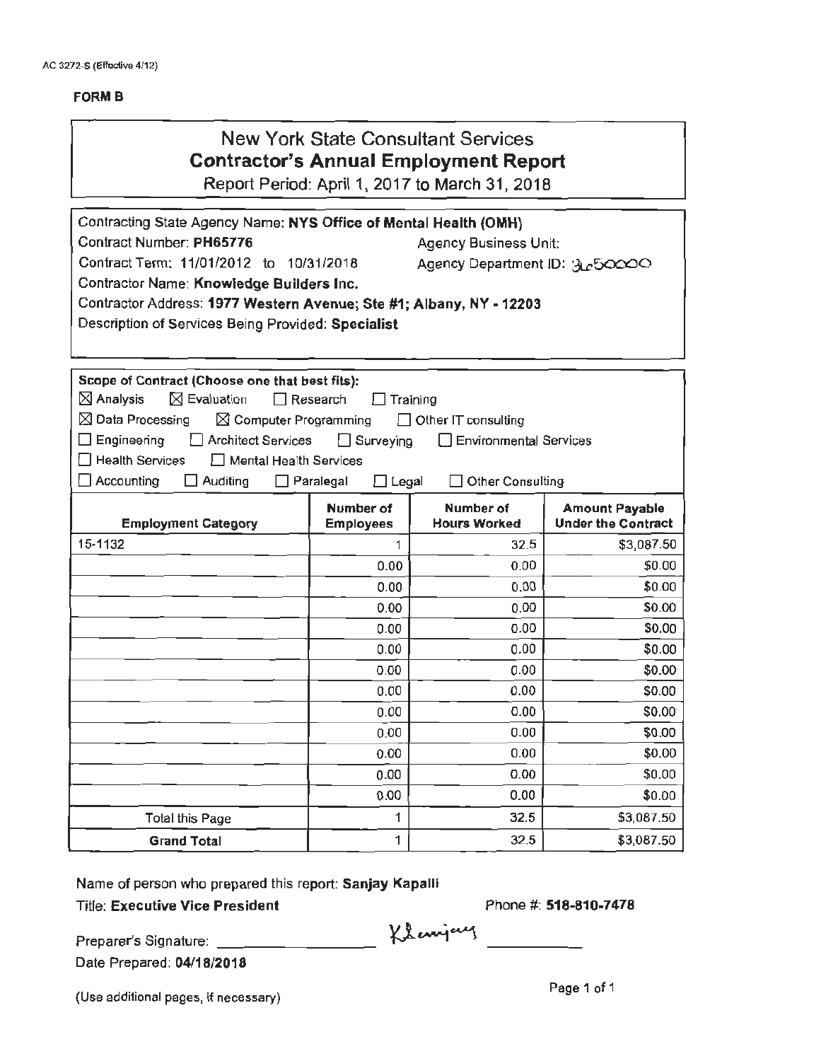AC 3272-S (Effective 4/12)

**FORM B**

# New York State Consultant Services
## Contractor's Annual Employment Report
Report Period: April 1, 2017 to March 31, 2018

Contracting State Agency Name: **NYS Office of Mental Health (OMH)**
Contract Number: **PH65776** Agency Business Unit:
Contract Term: **11/01/2012 to 10/31/2018** Agency Department ID: 3650000
Contractor Name: **Knowledge Builders Inc.**
Contractor Address: **1977 Western Avenue; Ste #1; Albany, NY - 12203**
Description of Services Being Provided: **Specialist**

**Scope of Contract (Choose one that best fits):**
☒ Analysis ☒ Evaluation ☐ Research ☐ Training
☒ Data Processing ☒ Computer Programming ☐ Other IT consulting
☐ Engineering ☐ Architect Services ☐ Surveying ☐ Environmental Services
☐ Health Services ☐ Mental Health Services
☐ Accounting ☐ Auditing ☐ Paralegal ☐ Legal ☐ Other Consulting

| Employment Category | Number of Employees | Number of Hours Worked | Amount Payable Under the Contract |
|---|---|---|---|
| 15-1132 | 1 | 32.5 | $3,087.50 |
| | 0.00 | 0.00 | $0.00 |
| | 0.00 | 0.00 | $0.00 |
| | 0.00 | 0.00 | $0.00 |
| | 0.00 | 0.00 | $0.00 |
| | 0.00 | 0.00 | $0.00 |
| | 0.00 | 0.00 | $0.00 |
| | 0.00 | 0.00 | $0.00 |
| | 0.00 | 0.00 | $0.00 |
| | 0.00 | 0.00 | $0.00 |
| | 0.00 | 0.00 | $0.00 |
| | 0.00 | 0.00 | $0.00 |
| | 0.00 | 0.00 | $0.00 |
| Total this Page | 1 | 32.5 | $3,087.50 |
| **Grand Total** | 1 | 32.5 | $3,087.50 |

Name of person who prepared this report: **Sanjay Kapalli**
Title: **Executive Vice President** Phone #: **518-810-7478**
Preparer's Signature: K Sanjay
Date Prepared: **04/18/2018**

(Use additional pages, if necessary)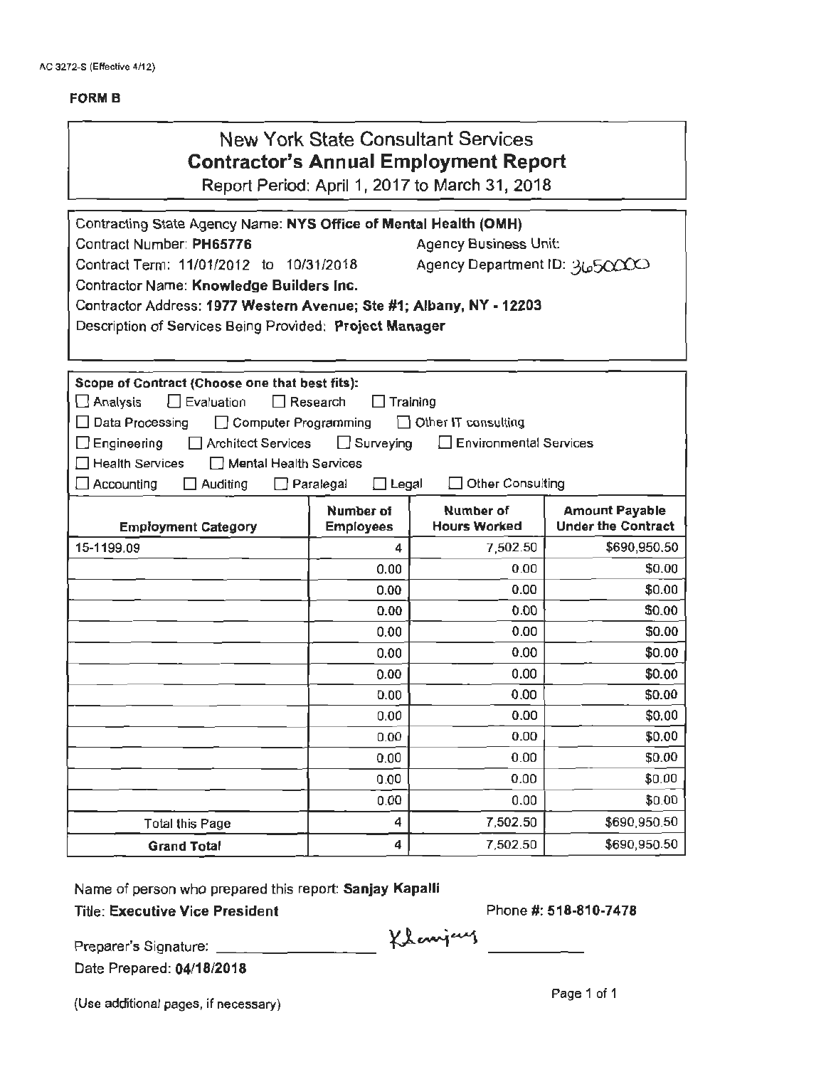AC 3272-S (Effective 4/12)

**FORM B**

## New York State Consultant Services
## Contractor's Annual Employment Report

Report Period: April 1, 2017 to March 31, 2018

Contracting State Agency Name: **NYS Office of Mental Health (OMH)**
Contract Number: **PH65776** Agency Business Unit:
Contract Term: 11/01/2012 to 10/31/2018 Agency Department ID: 3650000
Contractor Name: **Knowledge Builders Inc.**
Contractor Address: **1977 Western Avenue; Ste #1; Albany, NY - 12203**
Description of Services Being Provided: **Project Manager**

**Scope of Contract (Choose one that best fits):**

☐ Analysis ☐ Evaluation ☐ Research ☐ Training
☐ Data Processing ☐ Computer Programming ☐ Other IT consulting
☐ Engineering ☐ Architect Services ☐ Surveying ☐ Environmental Services
☐ Health Services ☐ Mental Health Services
☐ Accounting ☐ Auditing ☐ Paralegal ☐ Legal ☐ Other Consulting

| Employment Category | Number of Employees | Number of Hours Worked | Amount Payable Under the Contract |
|---|---|---|---|
| 15-1199.09 | 4 | 7,502.50 | $690,950.50 |
| | 0.00 | 0.00 | $0.00 |
| | 0.00 | 0.00 | $0.00 |
| | 0.00 | 0.00 | $0.00 |
| | 0.00 | 0.00 | $0.00 |
| | 0.00 | 0.00 | $0.00 |
| | 0.00 | 0.00 | $0.00 |
| | 0.00 | 0.00 | $0.00 |
| | 0.00 | 0.00 | $0.00 |
| | 0.00 | 0.00 | $0.00 |
| | 0.00 | 0.00 | $0.00 |
| | 0.00 | 0.00 | $0.00 |
| | 0.00 | 0.00 | $0.00 |
| Total this Page | 4 | 7,502.50 | $690,950.50 |
| **Grand Total** | 4 | 7,502.50 | $690,950.50 |

Name of person who prepared this report: **Sanjay Kapalli**
Title: **Executive Vice President** Phone #: **518-810-7478**

Preparer's Signature: Ksanjay

Date Prepared: **04/18/2018**

(Use additional pages, if necessary)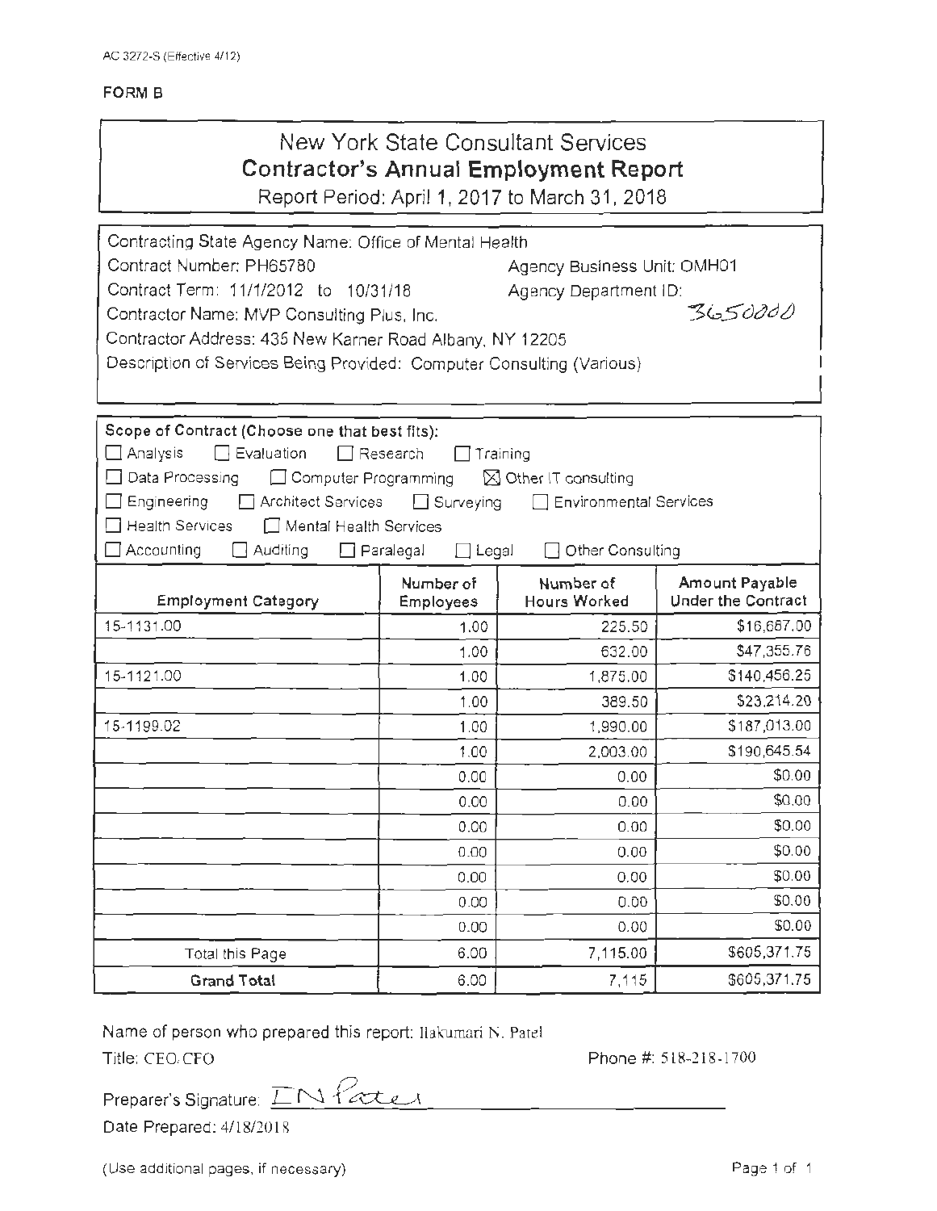AC 3272-S (Effective 4/12)

**FORM B**

# New York State Consultant Services
## Contractor's Annual Employment Report
Report Period: April 1, 2017 to March 31, 2018

Contracting State Agency Name: Office of Mental Health

Contract Number: PH65780 Agency Business Unit: OMH01

Contract Term: 11/1/2012 to 10/31/18 Agency Department ID: 3650000

Contractor Name: MVP Consulting Plus, Inc.

Contractor Address: 435 New Karner Road Albany, NY 12205

Description of Services Being Provided: Computer Consulting (Various)

**Scope of Contract (Choose one that best fits):**

☐ Analysis ☐ Evaluation ☐ Research ☐ Training

☐ Data Processing ☐ Computer Programming ☒ Other IT consulting

☐ Engineering ☐ Architect Services ☐ Surveying ☐ Environmental Services

☐ Health Services ☐ Mental Health Services

☐ Accounting ☐ Auditing ☐ Paralegal ☐ Legal ☐ Other Consulting

| Employment Category | Number of Employees | Number of Hours Worked | Amount Payable Under the Contract |
|---|---|---|---|
| 15-1131.00 | 1.00 | 225.50 | $16,687.00 |
| | 1.00 | 632.00 | $47,355.76 |
| 15-1121.00 | 1.00 | 1,875.00 | $140,456.25 |
| | 1.00 | 389.50 | $23,214.20 |
| 15-1199.02 | 1.00 | 1,990.00 | $187,013.00 |
| | 1.00 | 2,003.00 | $190,645.54 |
| | 0.00 | 0.00 | $0.00 |
| | 0.00 | 0.00 | $0.00 |
| | 0.00 | 0.00 | $0.00 |
| | 0.00 | 0.00 | $0.00 |
| | 0.00 | 0.00 | $0.00 |
| | 0.00 | 0.00 | $0.00 |
| | 0.00 | 0.00 | $0.00 |
| Total this Page | 6.00 | 7,115.00 | $605,371.75 |
| **Grand Total** | 6.00 | 7,115 | $605,371.75 |

Name of person who prepared this report: Ilakumari N. Patel

Title: CEO/CFO Phone #: 518-218-1700

Preparer's Signature: I N Patel

Date Prepared: 4/18/2018

(Use additional pages, if necessary)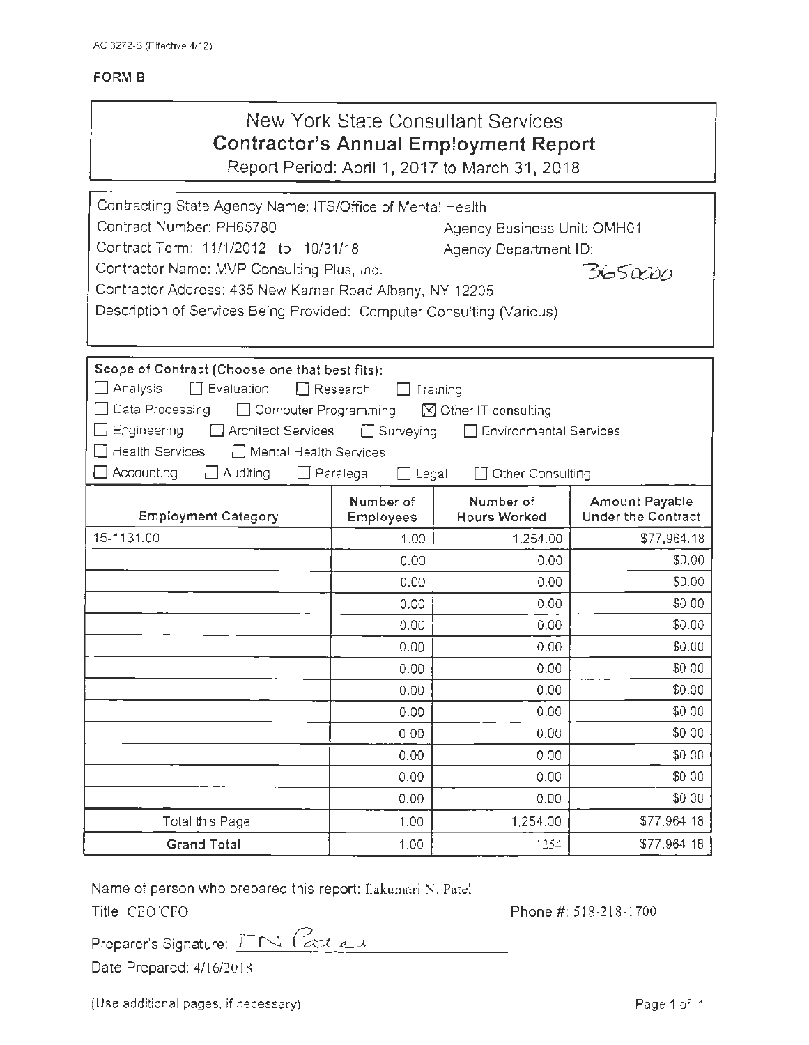AC 3272-S (Effective 4/12)

**FORM B**

# New York State Consultant Services
## Contractor's Annual Employment Report

Report Period: April 1, 2017 to March 31, 2018

Contracting State Agency Name: ITS/Office of Mental Health
Contract Number: PH65780 Agency Business Unit: OMH01
Contract Term: 11/1/2012 to 10/31/18 Agency Department ID: 3650000
Contractor Name: MVP Consulting Plus, Inc.
Contractor Address: 435 New Karner Road Albany, NY 12205
Description of Services Being Provided: Computer Consulting (Various)

**Scope of Contract (Choose one that best fits):**

☐ Analysis ☐ Evaluation ☐ Research ☐ Training
☐ Data Processing ☐ Computer Programming ☒ Other IT consulting
☐ Engineering ☐ Architect Services ☐ Surveying ☐ Environmental Services
☐ Health Services ☐ Mental Health Services
☐ Accounting ☐ Auditing ☐ Paralegal ☐ Legal ☐ Other Consulting

| Employment Category | Number of Employees | Number of Hours Worked | Amount Payable Under the Contract |
|---|---|---|---|
| 15-1131.00 | 1.00 | 1,254.00 | $77,964.18 |
| | 0.00 | 0.00 | $0.00 |
| | 0.00 | 0.00 | $0.00 |
| | 0.00 | 0.00 | $0.00 |
| | 0.00 | 0.00 | $0.00 |
| | 0.00 | 0.00 | $0.00 |
| | 0.00 | 0.00 | $0.00 |
| | 0.00 | 0.00 | $0.00 |
| | 0.00 | 0.00 | $0.00 |
| | 0.00 | 0.00 | $0.00 |
| | 0.00 | 0.00 | $0.00 |
| | 0.00 | 0.00 | $0.00 |
| | 0.00 | 0.00 | $0.00 |
| Total this Page | 1.00 | 1,254.00 | $77,964.18 |
| **Grand Total** | 1.00 | 1254 | $77,964.18 |

Name of person who prepared this report: Ilakumari N. Patel
Title: CEO/CFO Phone #: 518-218-1700
Preparer's Signature: I N Patel
Date Prepared: 4/16/2018

(Use additional pages, if necessary)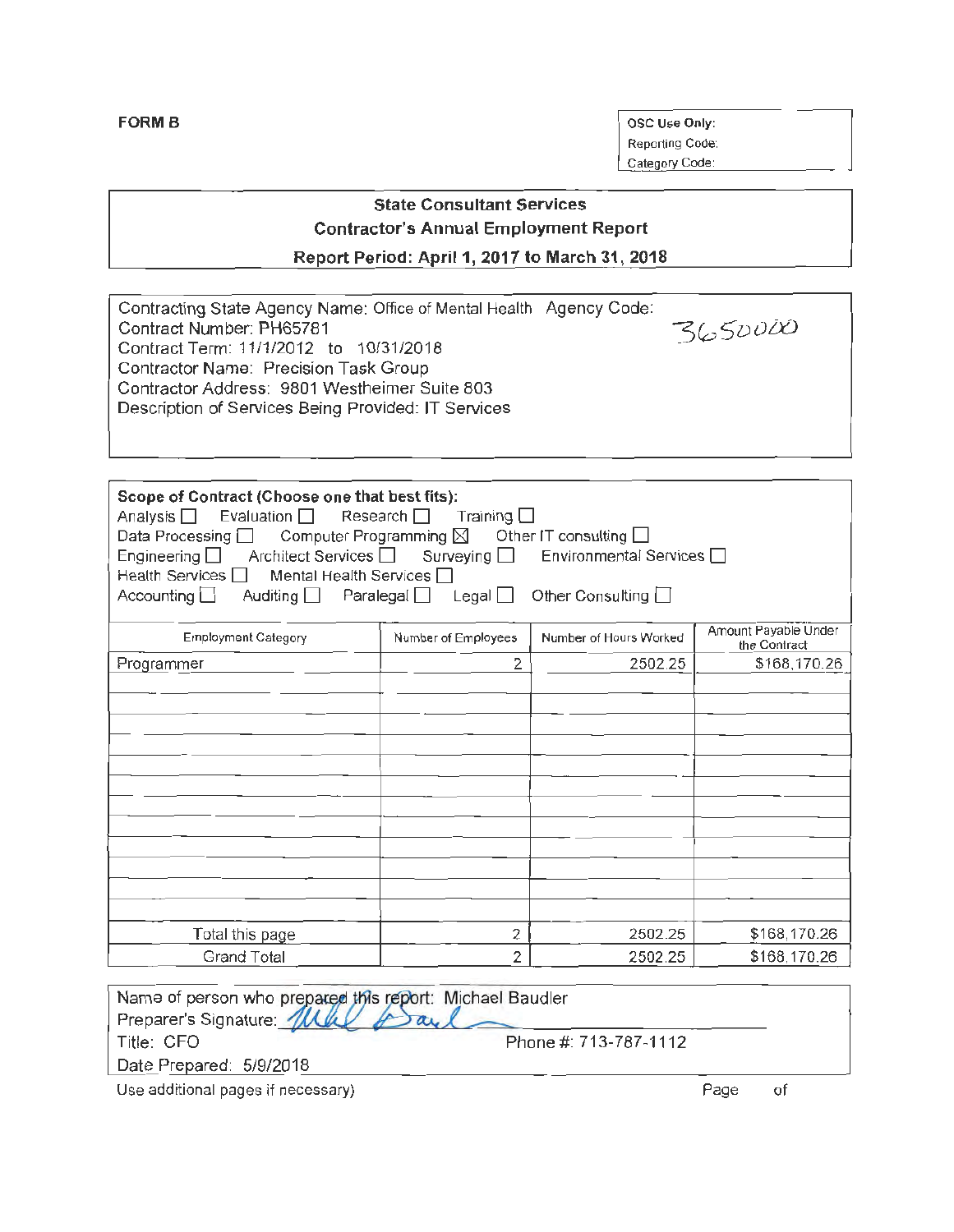**FORM B**

OSC Use Only:
Reporting Code:
Category Code:

**State Consultant Services**
**Contractor's Annual Employment Report**
**Report Period: April 1, 2017 to March 31, 2018**

Contracting State Agency Name: Office of Mental Health Agency Code: 3650000
Contract Number: PH65781
Contract Term: 11/1/2012 to 10/31/2018
Contractor Name: Precision Task Group
Contractor Address: 9801 Westheimer Suite 803
Description of Services Being Provided: IT Services

**Scope of Contract (Choose one that best fits):**
Analysis ☐ Evaluation ☐ Research ☐ Training ☐
Data Processing ☐ Computer Programming ☒ Other IT consulting ☐
Engineering ☐ Architect Services ☐ Surveying ☐ Environmental Services ☐
Health Services ☐ Mental Health Services ☐
Accounting ☐ Auditing ☐ Paralegal ☐ Legal ☐ Other Consulting ☐

| Employment Category | Number of Employees | Number of Hours Worked | Amount Payable Under the Contract |
|---|---|---|---|
| Programmer | 2 | 2502.25 | $168,170.26 |
| | | | |
| | | | |
| | | | |
| | | | |
| | | | |
| | | | |
| | | | |
| | | | |
| | | | |
| | | | |
| | | | |
| | | | |
| Total this page | 2 | 2502.25 | $168,170.26 |
| Grand Total | 2 | 2502.25 | $168,170.26 |

Name of person who prepared this report: Michael Baudler
Preparer's Signature: *(signature)*
Title: CFO Phone #: 713-787-1112
Date Prepared: 5/9/2018

Use additional pages if necessary) Page of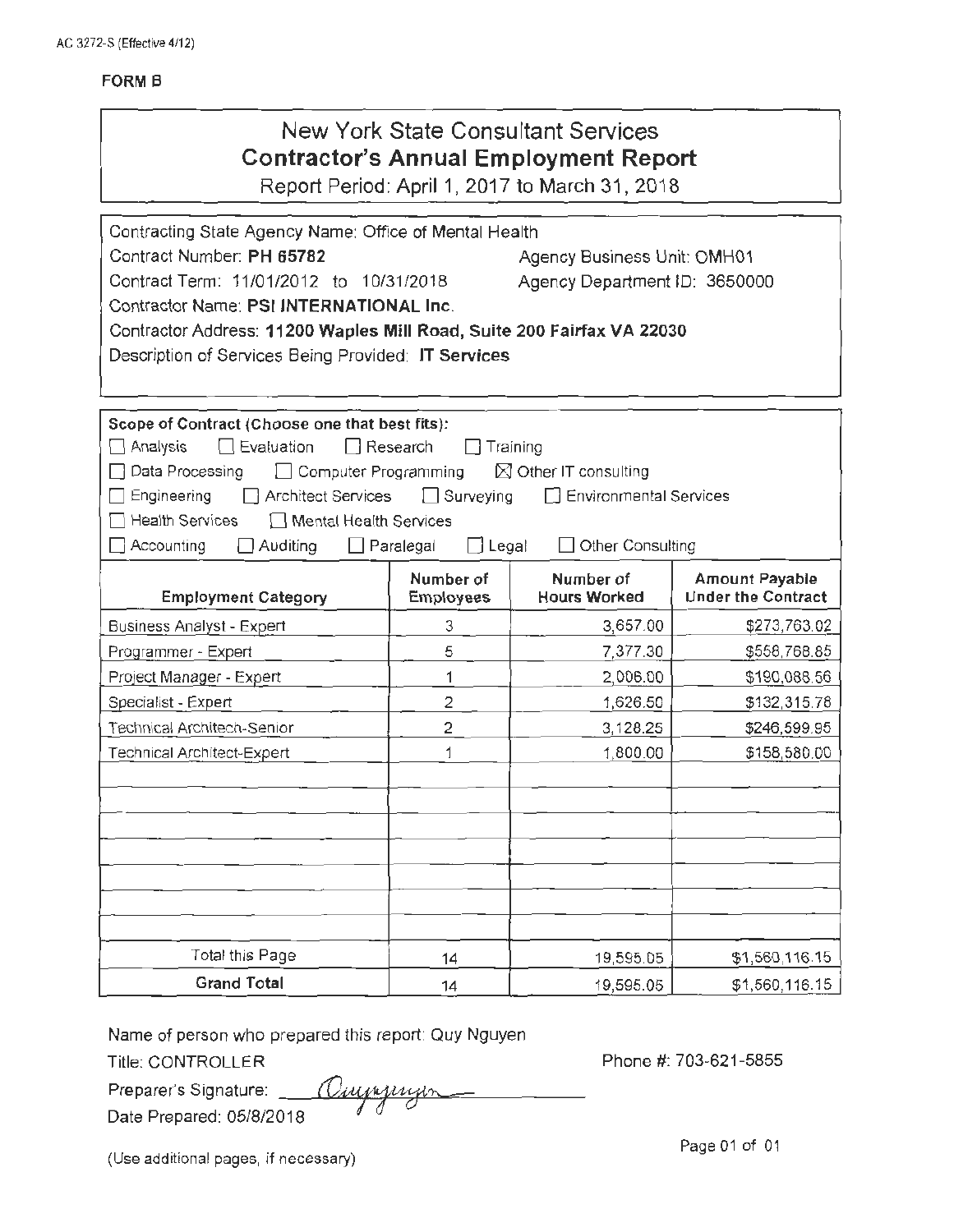AC 3272-S (Effective 4/12)

**FORM B**

# New York State Consultant Services
## Contractor's Annual Employment Report

Report Period: April 1, 2017 to March 31, 2018

Contracting State Agency Name: Office of Mental Health
Contract Number: **PH 65782** Agency Business Unit: OMH01
Contract Term: 11/01/2012 to 10/31/2018 Agency Department ID: 3650000
Contractor Name: **PSI INTERNATIONAL Inc.**
Contractor Address: **11200 Waples Mill Road, Suite 200 Fairfax VA 22030**
Description of Services Being Provided: **IT Services**

**Scope of Contract (Choose one that best fits):**

☐ Analysis ☐ Evaluation ☐ Research ☐ Training
☐ Data Processing ☐ Computer Programming ☒ Other IT consulting
☐ Engineering ☐ Architect Services ☐ Surveying ☐ Environmental Services
☐ Health Services ☐ Mental Health Services
☐ Accounting ☐ Auditing ☐ Paralegal ☐ Legal ☐ Other Consulting

| Employment Category | Number of Employees | Number of Hours Worked | Amount Payable Under the Contract |
|---|---|---|---|
| Business Analyst - Expert | 3 | 3,657.00 | $273,763.02 |
| Programmer - Expert | 5 | 7,377.30 | $558,768.85 |
| Project Manager - Expert | 1 | 2,006.00 | $190,088.56 |
| Specialist - Expert | 2 | 1,626.50 | $132,315.76 |
| Technical Architech-Senior | 2 | 3,128.25 | $246,599.95 |
| Technical Architect-Expert | 1 | 1,800.00 | $158,580.00 |
| | | | |
| | | | |
| | | | |
| | | | |
| | | | |
| | | | |
| | | | |
| Total this Page | 14 | 19,595.05 | $1,560,116.15 |
| **Grand Total** | 14 | 19,595.05 | $1,560,116.15 |

Name of person who prepared this report: Quy Nguyen
Title: CONTROLLER Phone #: 703-621-5855
Preparer's Signature: Quynguyen
Date Prepared: 05/8/2018

(Use additional pages, if necessary)

Page 01 of 01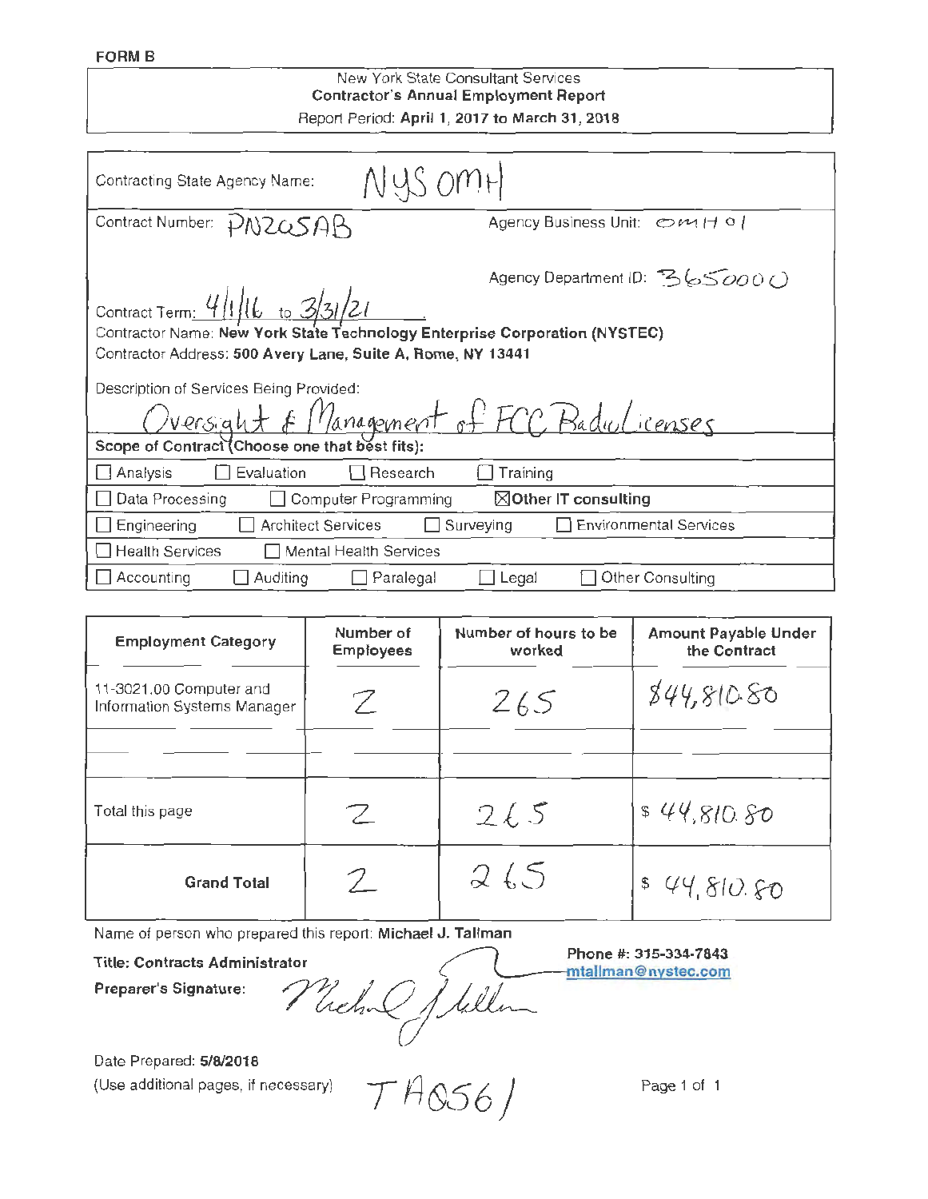**FORM B**

New York State Consultant Services
**Contractor's Annual Employment Report**
Report Period: **April 1, 2017 to March 31, 2018**

Contracting State Agency Name: NYS OMH

Contract Number: PN2Q5AB

Agency Business Unit: OMH01

Agency Department ID: 3650000

Contract Term: 4/1/16 to 3/31/21

Contractor Name: **New York State Technology Enterprise Corporation (NYSTEC)**

Contractor Address: **500 Avery Lane, Suite A, Rome, NY 13441**

Description of Services Being Provided:
Oversight & Management of FCC Radio Licenses

**Scope of Contract (Choose one that best fits):**

- ☐ Analysis ☐ Evaluation ☐ Research ☐ Training
- ☐ Data Processing ☐ Computer Programming ☒ **Other IT consulting**
- ☐ Engineering ☐ Architect Services ☐ Surveying ☐ Environmental Services
- ☐ Health Services ☐ Mental Health Services
- ☐ Accounting ☐ Auditing ☐ Paralegal ☐ Legal ☐ Other Consulting

| Employment Category | Number of Employees | Number of hours to be worked | Amount Payable Under the Contract |
|---|---|---|---|
| 11-3021.00 Computer and Information Systems Manager | 2 | 265 | $44,810.80 |
| | | | |
| Total this page | 2 | 265 | $ 44,810.80 |
| **Grand Total** | 2 | 265 | $ 44,810.80 |

Name of person who prepared this report: **Michael J. Tallman**

**Title: Contracts Administrator**

**Phone #: 315-334-7843**
mtallman@nystec.com

**Preparer's Signature:** [signature]

Date Prepared: **5/8/2018**

(Use additional pages, if necessary)

TA0561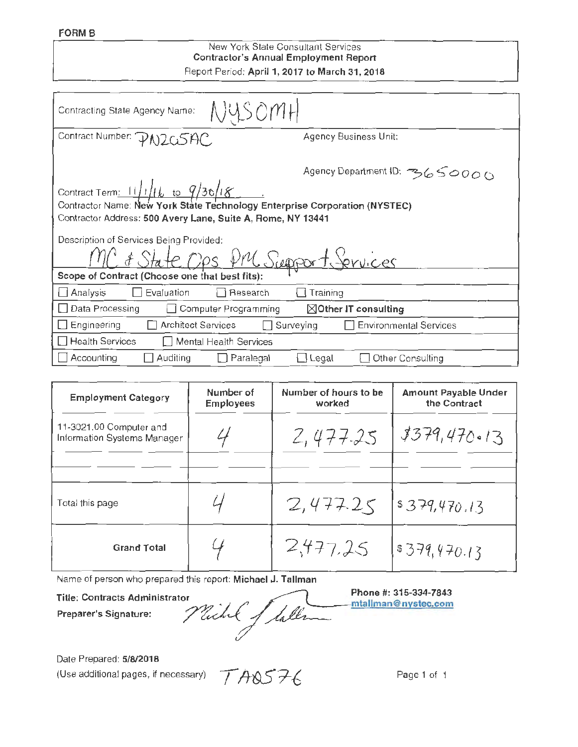**FORM B**

New York State Consultant Services
**Contractor's Annual Employment Report**
Report Period: **April 1, 2017 to March 31, 2018**

Contracting State Agency Name: NYSOMH

Contract Number: PN205AC

Agency Business Unit:

Agency Department ID: 3650000

Contract Term: 11/1/16 to 9/30/18

Contractor Name: **New York State Technology Enterprise Corporation (NYSTEC)**

Contractor Address: **500 Avery Lane, Suite A, Rome, NY 13441**

Description of Services Being Provided:
MC & State Ops PM Support Services

**Scope of Contract (Choose one that best fits):**

- ☐ Analysis ☐ Evaluation ☐ Research ☐ Training
- ☐ Data Processing ☐ Computer Programming ☒ **Other IT consulting**
- ☐ Engineering ☐ Architect Services ☐ Surveying ☐ Environmental Services
- ☐ Health Services ☐ Mental Health Services
- ☐ Accounting ☐ Auditing ☐ Paralegal ☐ Legal ☐ Other Consulting

| Employment Category | Number of Employees | Number of hours to be worked | Amount Payable Under the Contract |
|---|---|---|---|
| 11-3021.00 Computer and Information Systems Manager | 4 | 2,477.25 | $379,470.13 |
| | | | |
| Total this page | 4 | 2,477.25 | $379,470.13 |
| **Grand Total** | 4 | 2,477.25 | $379,470.13 |

Name of person who prepared this report: **Michael J. Tallman**

**Title: Contracts Administrator**

**Preparer's Signature:** Michael J Tallman

**Phone #: 315-334-7843**
**mtallman@nystec.com**

Date Prepared: **5/8/2018**

(Use additional pages, if necessary) TA0576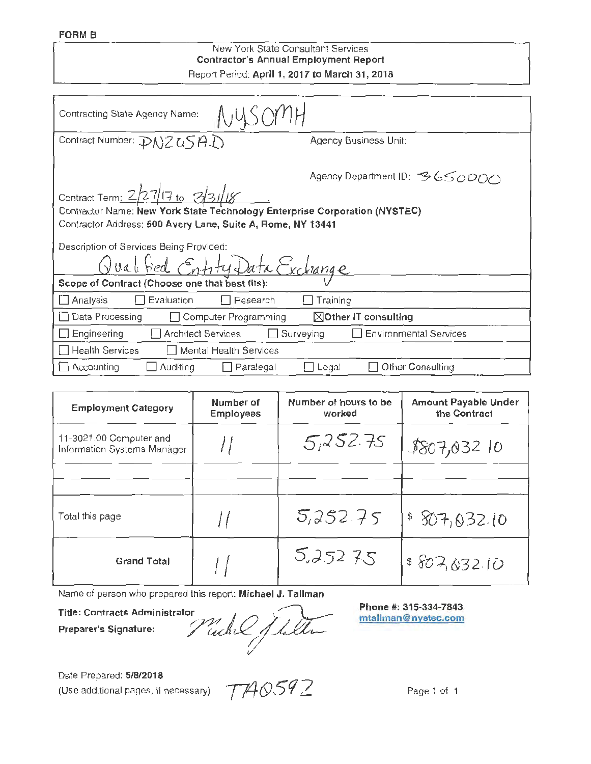**FORM B**

New York State Consultant Services
**Contractor's Annual Employment Report**
Report Period: **April 1, 2017 to March 31, 2018**

Contracting State Agency Name: NYSOMH

Contract Number: PN2USAD

Agency Business Unit:

Agency Department ID: 3650000

Contract Term: 2/27/17 to 3/31/18

Contractor Name: **New York State Technology Enterprise Corporation (NYSTEC)**

Contractor Address: **500 Avery Lane, Suite A, Rome, NY 13441**

Description of Services Being Provided:
Qualified Entity Data Exchange

**Scope of Contract (Choose one that best fits):**

- ☐ Analysis ☐ Evaluation ☐ Research ☐ Training
- ☐ Data Processing ☐ Computer Programming ☒ **Other IT consulting**
- ☐ Engineering ☐ Architect Services ☐ Surveying ☐ Environmental Services
- ☐ Health Services ☐ Mental Health Services
- ☐ Accounting ☐ Auditing ☐ Paralegal ☐ Legal ☐ Other Consulting

| Employment Category | Number of Employees | Number of hours to be worked | Amount Payable Under the Contract |
|---|---|---|---|
| 11-3021.00 Computer and Information Systems Manager | 11 | 5,252.75 | $807,032.10 |
| | | | |
| Total this page | 11 | 5,252.75 | $ 807,032.10 |
| **Grand Total** | 11 | 5,252.75 | $ 807,032.10 |

Name of person who prepared this report: **Michael J. Tallman**

**Title: Contracts Administrator**

**Preparer's Signature:** *Michael J Tallman*

**Phone #: 315-334-7843**
mtallman@nystec.com

Date Prepared: **5/8/2018**
(Use additional pages, if necessary) TA0592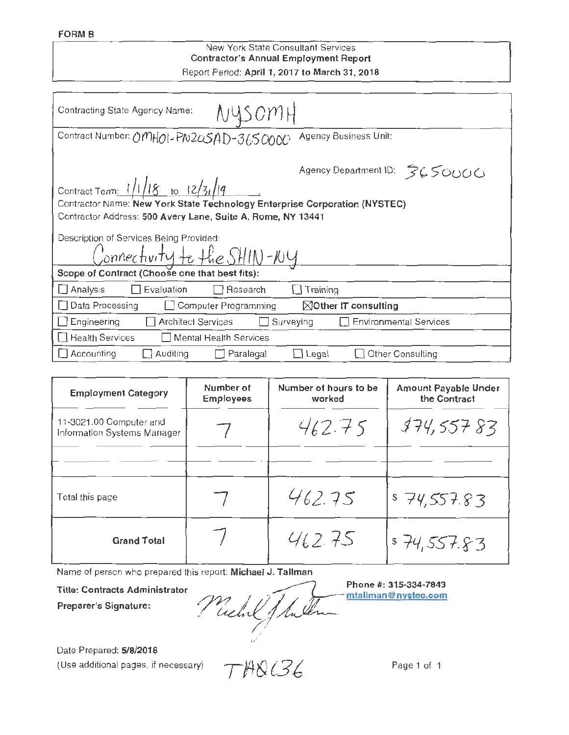**FORM B**

New York State Consultant Services
**Contractor's Annual Employment Report**
Report Period: **April 1, 2017 to March 31, 2018**

Contracting State Agency Name: NYSOMH

Contract Number: OMH01-PN205AD-3650000 Agency Business Unit:

Agency Department ID: 3650000

Contract Term: 1/1/18 to 12/31/19

Contractor Name: **New York State Technology Enterprise Corporation (NYSTEC)**

Contractor Address: **500 Avery Lane, Suite A, Rome, NY 13441**

Description of Services Being Provided:
Connectivity to the SHIN-NY

**Scope of Contract (Choose one that best fits):**

☐ Analysis ☐ Evaluation ☐ Research ☐ Training

☐ Data Processing ☐ Computer Programming ☒ **Other IT consulting**

☐ Engineering ☐ Architect Services ☐ Surveying ☐ Environmental Services

☐ Health Services ☐ Mental Health Services

☐ Accounting ☐ Auditing ☐ Paralegal ☐ Legal ☐ Other Consulting

| Employment Category | Number of Employees | Number of hours to be worked | Amount Payable Under the Contract |
|---|---|---|---|
| 11-3021.00 Computer and Information Systems Manager | 7 | 462.75 | $74,557.83 |
| | | | |
| Total this page | 7 | 462.75 | $ 74,557.83 |
| **Grand Total** | 7 | 462.75 | $ 74,557.83 |

Name of person who prepared this report: **Michael J. Tallman**

**Title: Contracts Administrator**

**Preparer's Signature:** *(signature)*

**Phone #: 315-334-7843**
mtallman@nystec.com

Date Prepared: **5/8/2018**

(Use additional pages, if necessary) TH8636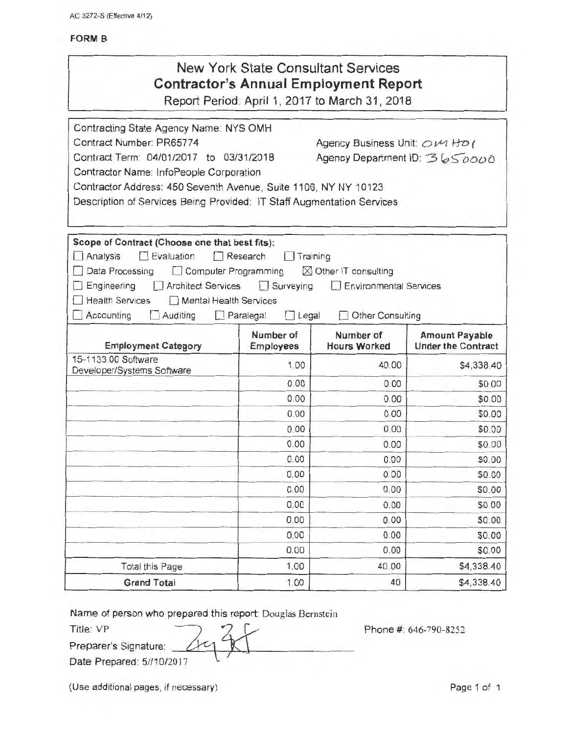AC 3272-S (Effective 4/12)

**FORM B**

# New York State Consultant Services
## Contractor's Annual Employment Report

Report Period: April 1, 2017 to March 31, 2018

Contracting State Agency Name: NYS OMH
Contract Number: PR65774 — Agency Business Unit: OMH01
Contract Term: 04/01/2017 to 03/31/2018 — Agency Department ID: 3650000
Contractor Name: InfoPeople Corporation
Contractor Address: 450 Seventh Avenue, Suite 1106, NY NY 10123
Description of Services Being Provided: IT Staff Augmentation Services

**Scope of Contract (Choose one that best fits):**

☐ Analysis ☐ Evaluation ☐ Research ☐ Training
☐ Data Processing ☐ Computer Programming ☒ Other IT consulting
☐ Engineering ☐ Architect Services ☐ Surveying ☐ Environmental Services
☐ Health Services ☐ Mental Health Services
☐ Accounting ☐ Auditing ☐ Paralegal ☐ Legal ☐ Other Consulting

| Employment Category | Number of Employees | Number of Hours Worked | Amount Payable Under the Contract |
|---|---|---|---|
| 15-1133.00 Software Developer/Systems Software | 1.00 | 40.00 | $4,338.40 |
| | 0.00 | 0.00 | $0.00 |
| | 0.00 | 0.00 | $0.00 |
| | 0.00 | 0.00 | $0.00 |
| | 0.00 | 0.00 | $0.00 |
| | 0.00 | 0.00 | $0.00 |
| | 0.00 | 0.00 | $0.00 |
| | 0.00 | 0.00 | $0.00 |
| | 0.00 | 0.00 | $0.00 |
| | 0.00 | 0.00 | $0.00 |
| | 0.00 | 0.00 | $0.00 |
| | 0.00 | 0.00 | $0.00 |
| | 0.00 | 0.00 | $0.00 |
| Total this Page | 1.00 | 40.00 | $4,338.40 |
| **Grand Total** | 1.00 | 40 | $4,338.40 |

Name of person who prepared this report: Douglas Bernstein
Title: VP
Preparer's Signature: [signature]
Date Prepared: 5//10/2017
Phone #: 646-790-8252

(Use additional pages, if necessary)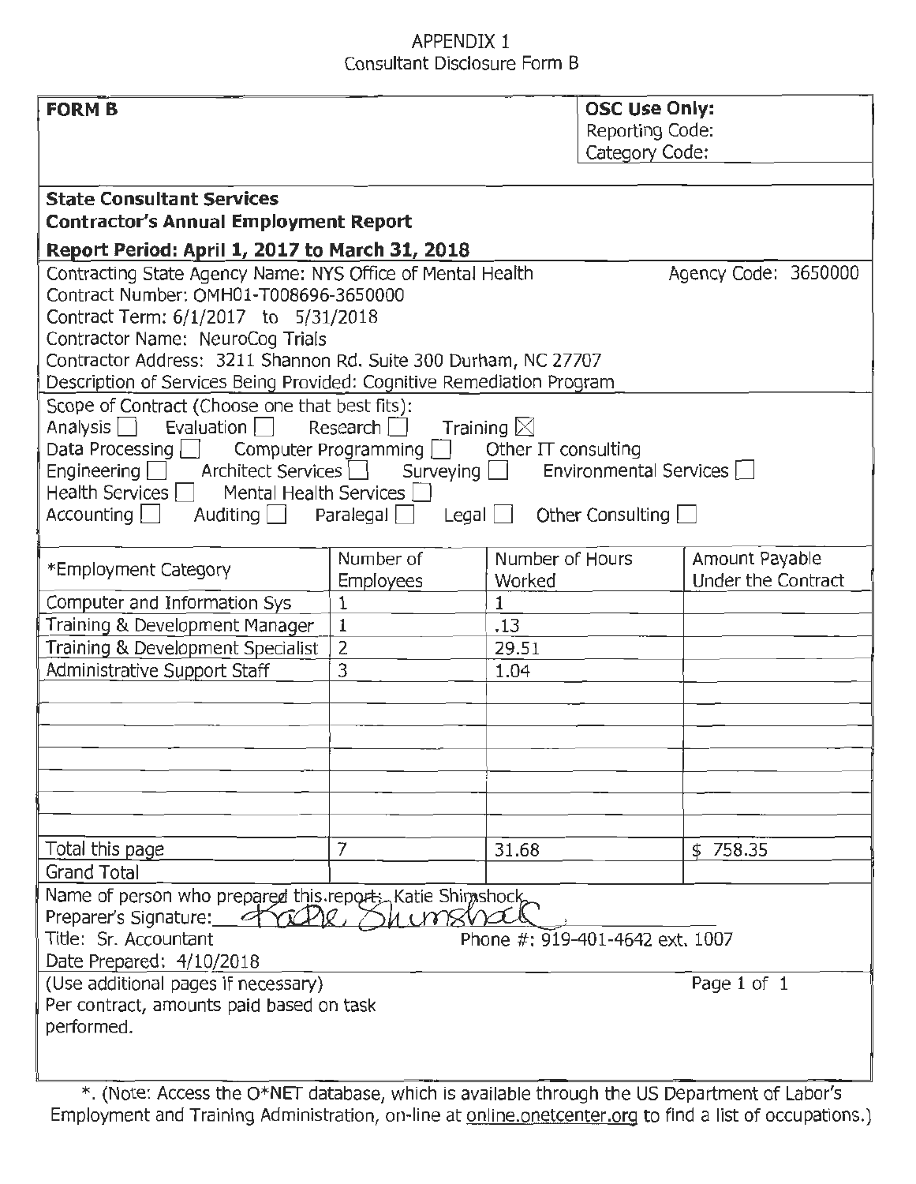APPENDIX 1
Consultant Disclosure Form B

| **FORM B** | **OSC Use Only:** Reporting Code: Category Code: |
|---|---|

**State Consultant Services**
**Contractor's Annual Employment Report**
**Report Period: April 1, 2017 to March 31, 2018**

Contracting State Agency Name: NYS Office of Mental Health Agency Code: 3650000
Contract Number: OMH01-T008696-3650000
Contract Term: 6/1/2017 to 5/31/2018
Contractor Name: NeuroCog Trials
Contractor Address: 3211 Shannon Rd. Suite 300 Durham, NC 27707
Description of Services Being Provided: Cognitive Remediation Program

Scope of Contract (Choose one that best fits):
Analysis ☐ Evaluation ☐ Research ☐ Training ☒
Data Processing ☐ Computer Programming ☐ Other IT consulting
Engineering ☐ Architect Services ☐ Surveying ☐ Environmental Services ☐
Health Services ☐ Mental Health Services ☐
Accounting ☐ Auditing ☐ Paralegal ☐ Legal ☐ Other Consulting ☐

| *Employment Category | Number of Employees | Number of Hours Worked | Amount Payable Under the Contract |
|---|---|---|---|
| Computer and Information Sys | 1 | 1 | |
| Training & Development Manager | 1 | .13 | |
| Training & Development Specialist | 2 | 29.51 | |
| Administrative Support Staff | 3 | 1.04 | |
| | | | |
| Total this page | 7 | 31.68 | $ 758.35 |
| Grand Total | | | |

Name of person who prepared this report: Katie Shimshock
Preparer's Signature: Katie Shimshock
Title: Sr. Accountant Phone #: 919-401-4642 ext. 1007
Date Prepared: 4/10/2018

(Use additional pages if necessary) Page 1 of 1

Per contract, amounts paid based on task performed.

*. (Note: Access the O*NET database, which is available through the US Department of Labor's Employment and Training Administration, on-line at online.onetcenter.org to find a list of occupations.)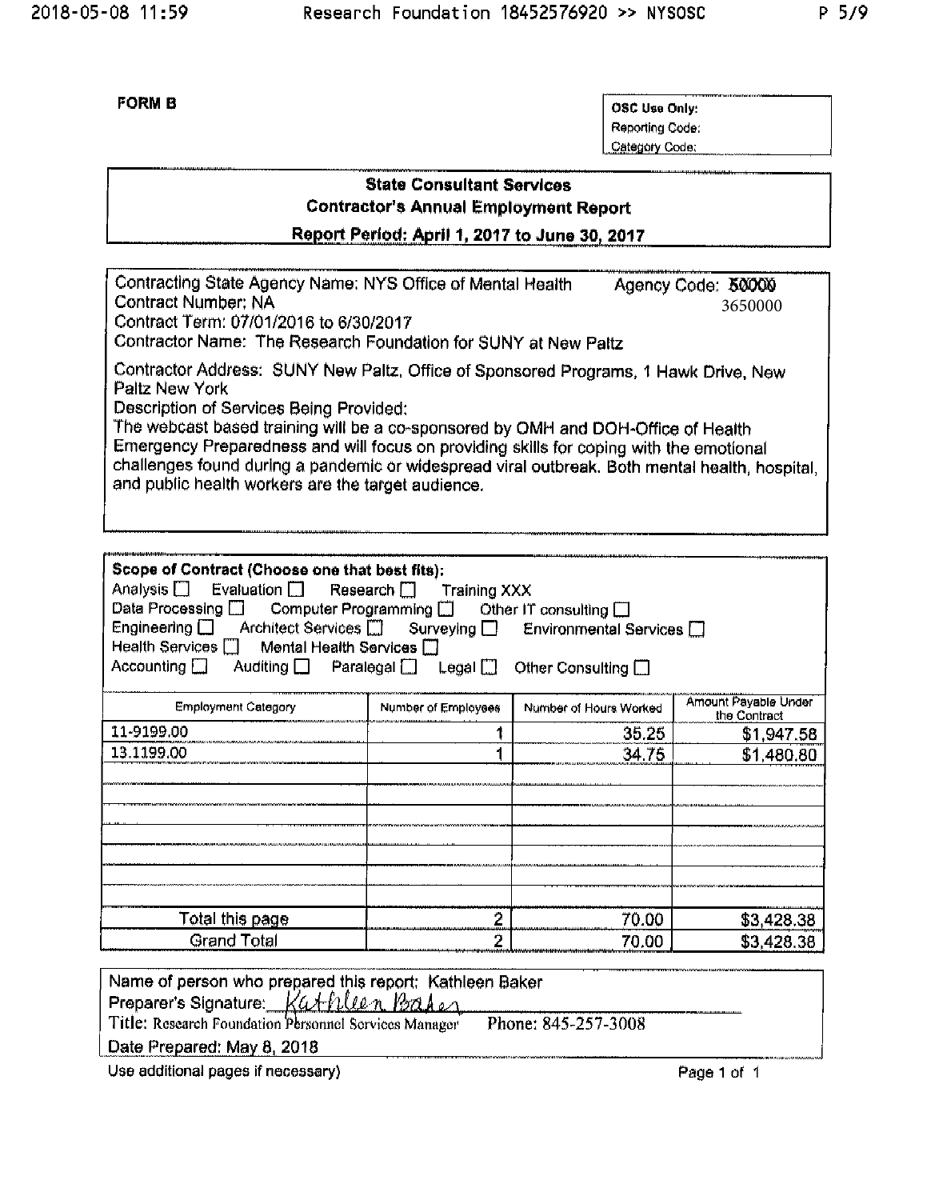**FORM B**

OSC Use Only:
Reporting Code:
Category Code:

**State Consultant Services**
**Contractor's Annual Employment Report**
**Report Period: April 1, 2017 to June 30, 2017**

Contracting State Agency Name: NYS Office of Mental Health Agency Code: 50000 3650000
Contract Number: NA
Contract Term: 07/01/2016 to 6/30/2017
Contractor Name: The Research Foundation for SUNY at New Paltz

Contractor Address: SUNY New Paltz, Office of Sponsored Programs, 1 Hawk Drive, New Paltz New York
Description of Services Being Provided:
The webcast based training will be a co-sponsored by OMH and DOH-Office of Health Emergency Preparedness and will focus on providing skills for coping with the emotional challenges found during a pandemic or widespread viral outbreak. Both mental health, hospital, and public health workers are the target audience.

**Scope of Contract (Choose one that best fits):**
Analysis ☐ Evaluation ☐ Research ☐ Training XXX
Data Processing ☐ Computer Programming ☐ Other IT consulting ☐
Engineering ☐ Architect Services ☐ Surveying ☐ Environmental Services ☐
Health Services ☐ Mental Health Services ☐
Accounting ☐ Auditing ☐ Paralegal ☐ Legal ☐ Other Consulting ☐

| Employment Category | Number of Employees | Number of Hours Worked | Amount Payable Under the Contract |
|---|---|---|---|
| 11-9199.00 | 1 | 35.25 | $1,947.58 |
| 13.1199.00 | 1 | 34.75 | $1,480.80 |
| | | | |
| | | | |
| | | | |
| | | | |
| | | | |
| | | | |
| Total this page | 2 | 70.00 | $3,428.38 |
| Grand Total | 2 | 70.00 | $3,428.38 |

Name of person who prepared this report: Kathleen Baker
Preparer's Signature: Kathleen Baker
Title: Research Foundation Personnel Services Manager Phone: 845-257-3008
Date Prepared: May 8, 2018

Use additional pages if necessary)